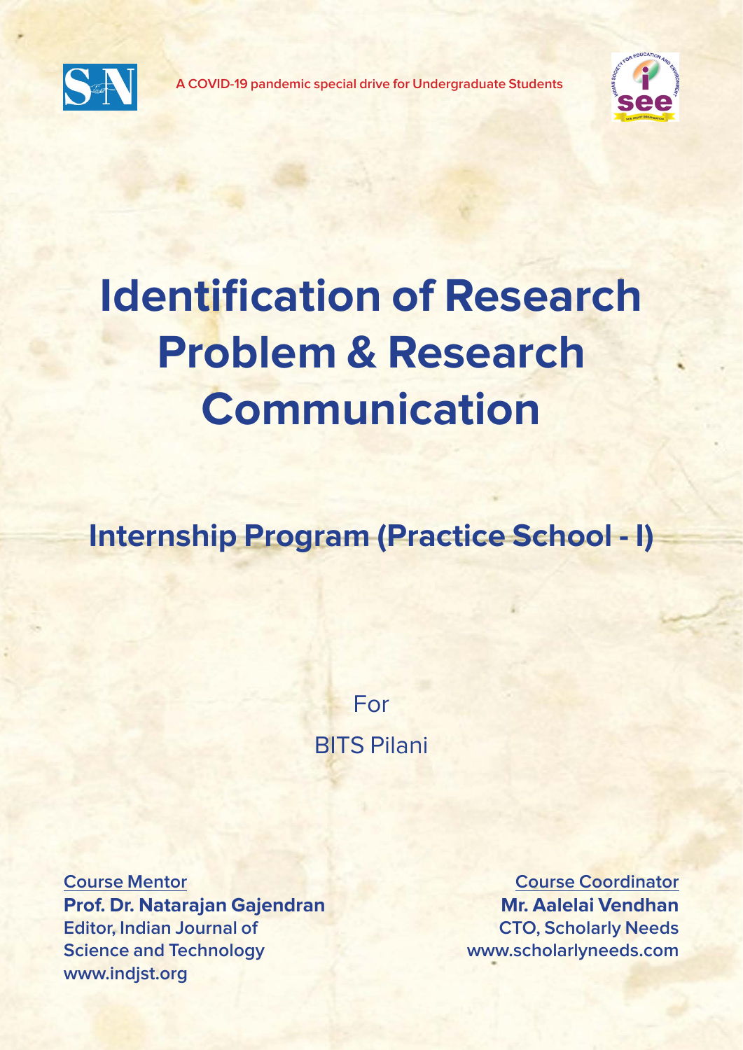A COVID-19 pandemic special drive for Undergraduate Students

# Identification of Research Problem & Research Communication

## Internship Program (Practice School - I)

For

BITS Pilani

**Course Mentor**
**Prof. Dr. Natarajan Gajendran**
**Editor, Indian Journal of Science and Technology**
**www.indjst.org**

**Course Coordinator**
**Mr. Aalelai Vendhan**
**CTO, Scholarly Needs**
**www.scholarlyneeds.com**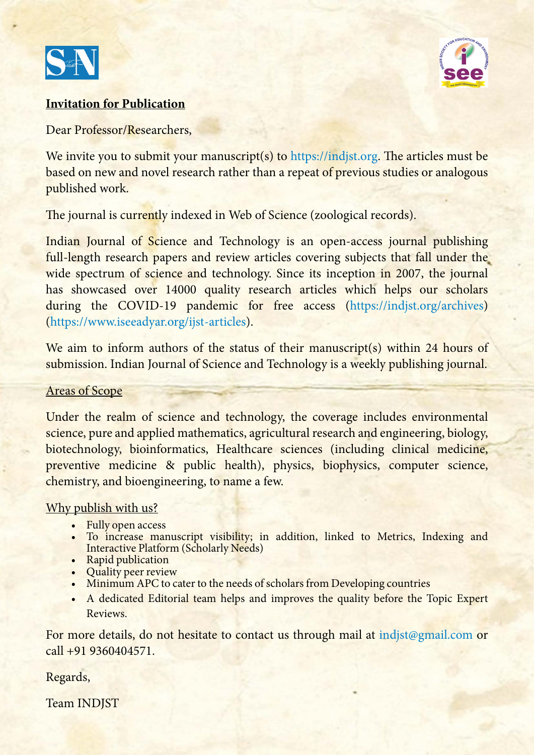**Invitation for Publication**

Dear Professor/Researchers,

We invite you to submit your manuscript(s) to https://indjst.org. The articles must be based on new and novel research rather than a repeat of previous studies or analogous published work.

The journal is currently indexed in Web of Science (zoological records).

Indian Journal of Science and Technology is an open-access journal publishing full-length research papers and review articles covering subjects that fall under the wide spectrum of science and technology. Since its inception in 2007, the journal has showcased over 14000 quality research articles which helps our scholars during the COVID-19 pandemic for free access (https://indjst.org/archives) (https://www.iseeadyar.org/ijst-articles).

We aim to inform authors of the status of their manuscript(s) within 24 hours of submission. Indian Journal of Science and Technology is a weekly publishing journal.

Areas of Scope

Under the realm of science and technology, the coverage includes environmental science, pure and applied mathematics, agricultural research and engineering, biology, biotechnology, bioinformatics, Healthcare sciences (including clinical medicine, preventive medicine & public health), physics, biophysics, computer science, chemistry, and bioengineering, to name a few.

Why publish with us?

- Fully open access
- To increase manuscript visibility; in addition, linked to Metrics, Indexing and Interactive Platform (Scholarly Needs)
- Rapid publication
- Quality peer review
- Minimum APC to cater to the needs of scholars from Developing countries
- A dedicated Editorial team helps and improves the quality before the Topic Expert Reviews.

For more details, do not hesitate to contact us through mail at indjst@gmail.com or call +91 9360404571.

Regards,

Team INDJST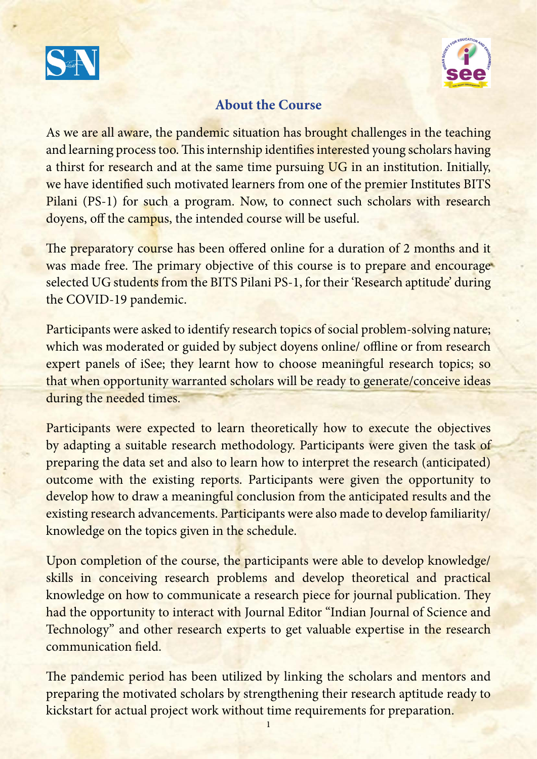## About the Course

As we are all aware, the pandemic situation has brought challenges in the teaching and learning process too. This internship identifies interested young scholars having a thirst for research and at the same time pursuing UG in an institution. Initially, we have identified such motivated learners from one of the premier Institutes BITS Pilani (PS-1) for such a program. Now, to connect such scholars with research doyens, off the campus, the intended course will be useful.

The preparatory course has been offered online for a duration of 2 months and it was made free. The primary objective of this course is to prepare and encourage selected UG students from the BITS Pilani PS-1, for their 'Research aptitude' during the COVID-19 pandemic.

Participants were asked to identify research topics of social problem-solving nature; which was moderated or guided by subject doyens online/ offline or from research expert panels of iSee; they learnt how to choose meaningful research topics; so that when opportunity warranted scholars will be ready to generate/conceive ideas during the needed times.

Participants were expected to learn theoretically how to execute the objectives by adapting a suitable research methodology. Participants were given the task of preparing the data set and also to learn how to interpret the research (anticipated) outcome with the existing reports. Participants were given the opportunity to develop how to draw a meaningful conclusion from the anticipated results and the existing research advancements. Participants were also made to develop familiarity/ knowledge on the topics given in the schedule.

Upon completion of the course, the participants were able to develop knowledge/ skills in conceiving research problems and develop theoretical and practical knowledge on how to communicate a research piece for journal publication. They had the opportunity to interact with Journal Editor "Indian Journal of Science and Technology" and other research experts to get valuable expertise in the research communication field.

The pandemic period has been utilized by linking the scholars and mentors and preparing the motivated scholars by strengthening their research aptitude ready to kickstart for actual project work without time requirements for preparation.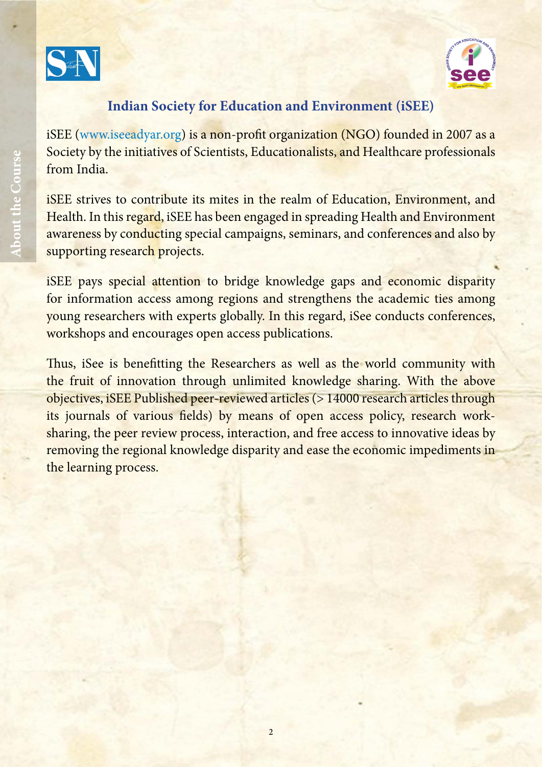## Indian Society for Education and Environment (iSEE)

iSEE (www.iseeadyar.org) is a non-profit organization (NGO) founded in 2007 as a Society by the initiatives of Scientists, Educationalists, and Healthcare professionals from India.

iSEE strives to contribute its mites in the realm of Education, Environment, and Health. In this regard, iSEE has been engaged in spreading Health and Environment awareness by conducting special campaigns, seminars, and conferences and also by supporting research projects.

iSEE pays special attention to bridge knowledge gaps and economic disparity for information access among regions and strengthens the academic ties among young researchers with experts globally. In this regard, iSee conducts conferences, workshops and encourages open access publications.

Thus, iSee is benefitting the Researchers as well as the world community with the fruit of innovation through unlimited knowledge sharing. With the above objectives, iSEE Published peer-reviewed articles (> 14000 research articles through its journals of various fields) by means of open access policy, research work-sharing, the peer review process, interaction, and free access to innovative ideas by removing the regional knowledge disparity and ease the economic impediments in the learning process.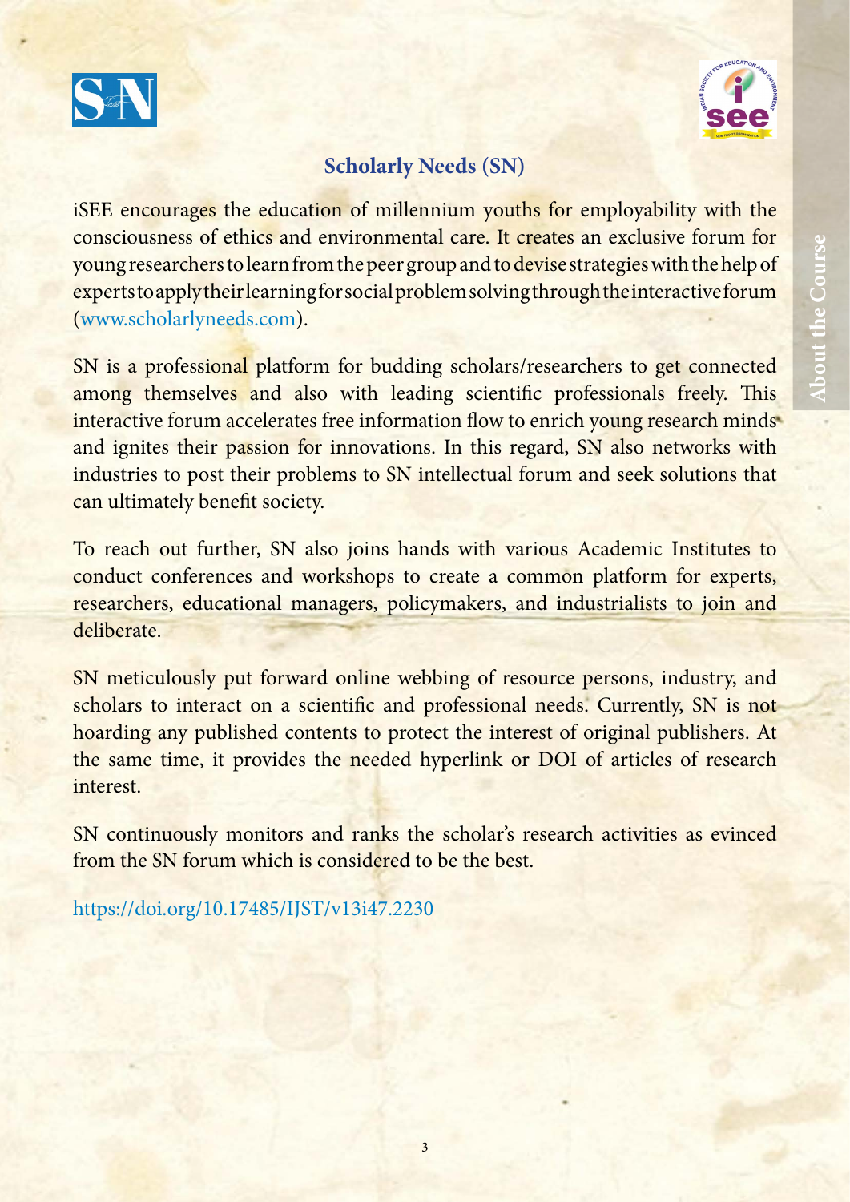## Scholarly Needs (SN)

iSEE encourages the education of millennium youths for employability with the consciousness of ethics and environmental care. It creates an exclusive forum for young researchers to learn from the peer group and to devise strategies with the help of experts to apply their learning for social problem solving through the interactive forum (www.scholarlyneeds.com).

SN is a professional platform for budding scholars/researchers to get connected among themselves and also with leading scientific professionals freely. This interactive forum accelerates free information flow to enrich young research minds and ignites their passion for innovations. In this regard, SN also networks with industries to post their problems to SN intellectual forum and seek solutions that can ultimately benefit society.

To reach out further, SN also joins hands with various Academic Institutes to conduct conferences and workshops to create a common platform for experts, researchers, educational managers, policymakers, and industrialists to join and deliberate.

SN meticulously put forward online webbing of resource persons, industry, and scholars to interact on a scientific and professional needs. Currently, SN is not hoarding any published contents to protect the interest of original publishers. At the same time, it provides the needed hyperlink or DOI of articles of research interest.

SN continuously monitors and ranks the scholar's research activities as evinced from the SN forum which is considered to be the best.

https://doi.org/10.17485/IJST/v13i47.2230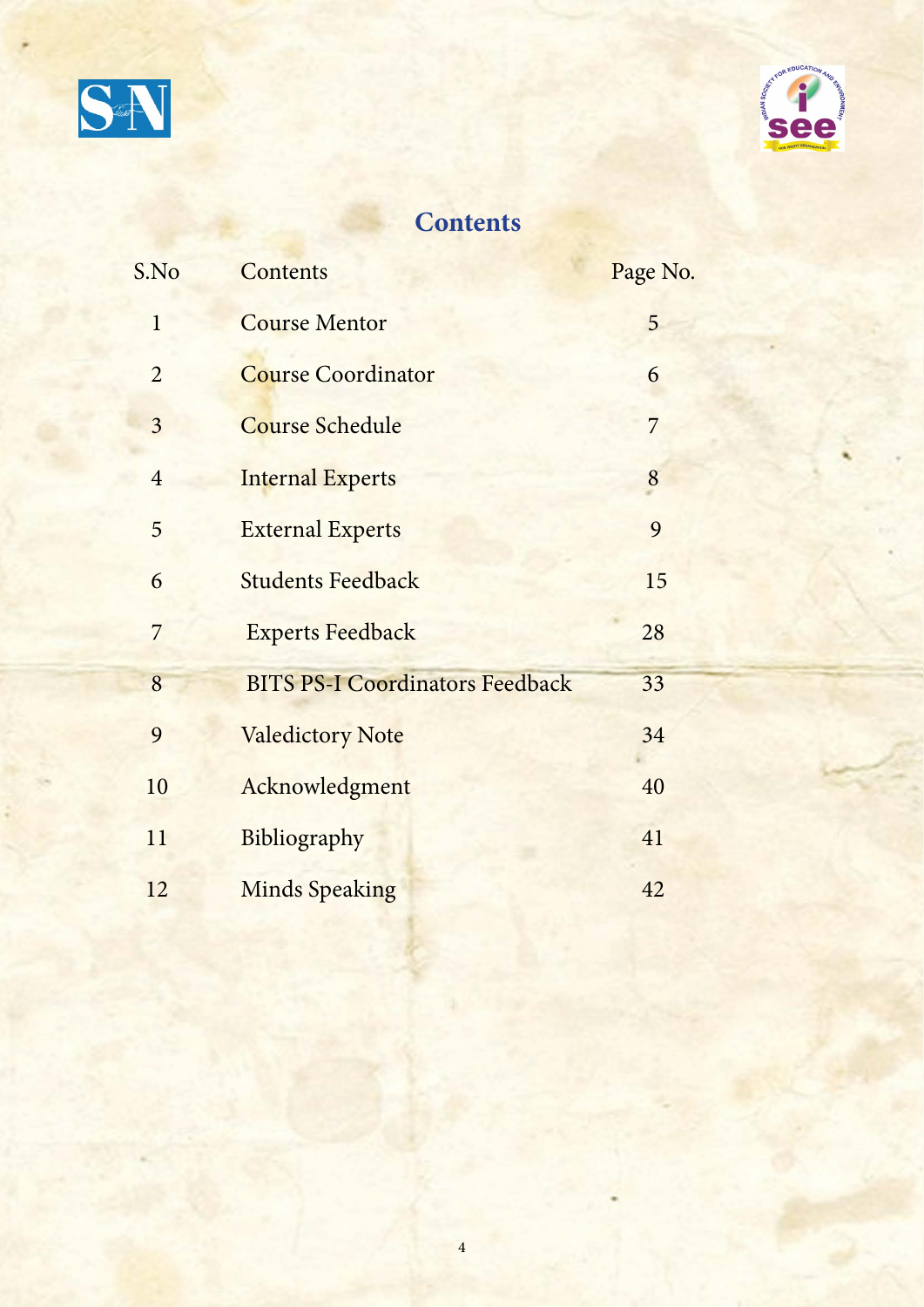# Contents

| S.No | Contents | Page No. |
|---|---|---|
| 1 | Course Mentor | 5 |
| 2 | Course Coordinator | 6 |
| 3 | Course Schedule | 7 |
| 4 | Internal Experts | 8 |
| 5 | External Experts | 9 |
| 6 | Students Feedback | 15 |
| 7 | Experts Feedback | 28 |
| 8 | BITS PS-I Coordinators Feedback | 33 |
| 9 | Valedictory Note | 34 |
| 10 | Acknowledgment | 40 |
| 11 | Bibliography | 41 |
| 12 | Minds Speaking | 42 |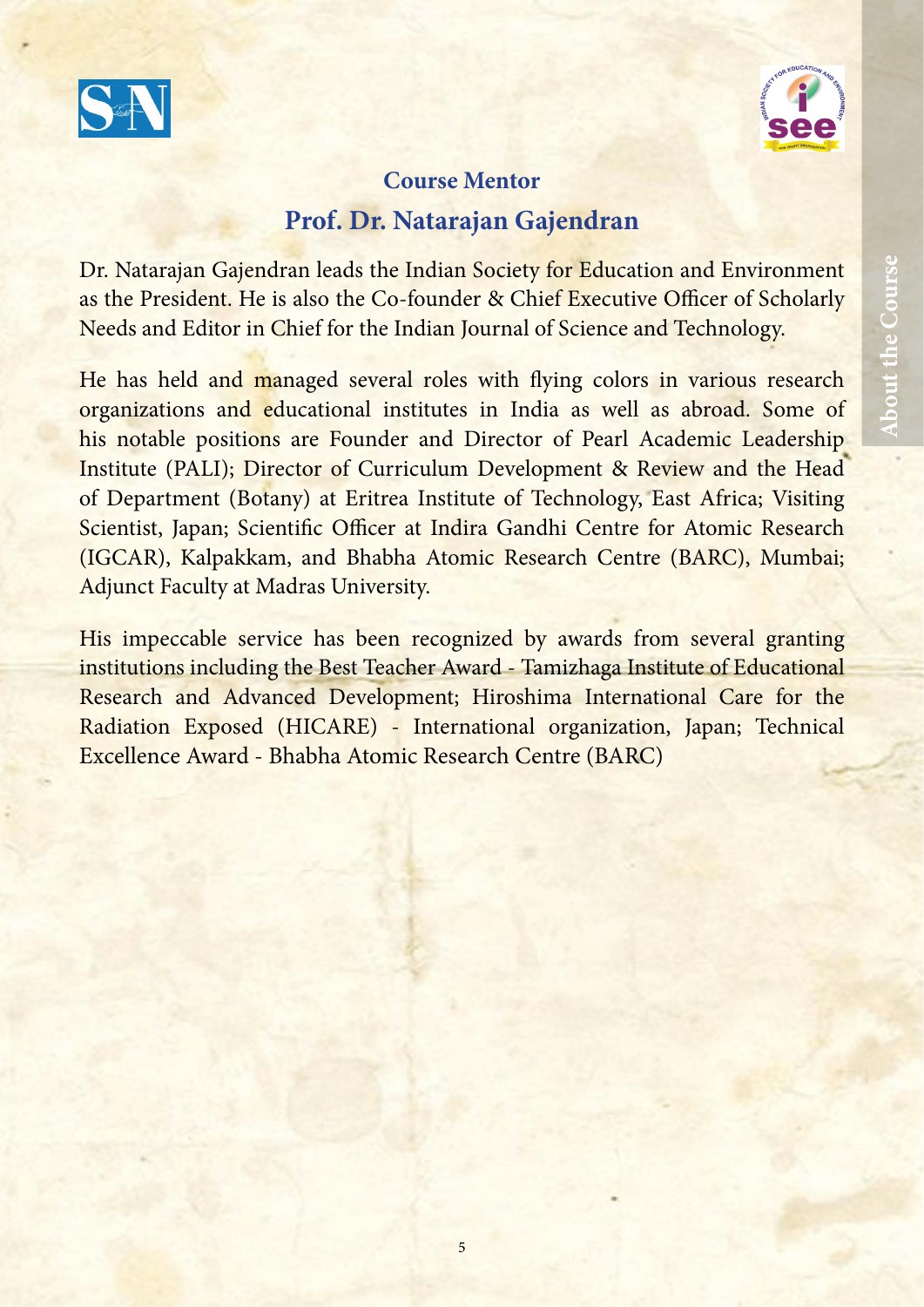## Course Mentor

## Prof. Dr. Natarajan Gajendran

Dr. Natarajan Gajendran leads the Indian Society for Education and Environment as the President. He is also the Co-founder & Chief Executive Officer of Scholarly Needs and Editor in Chief for the Indian Journal of Science and Technology.

He has held and managed several roles with flying colors in various research organizations and educational institutes in India as well as abroad. Some of his notable positions are Founder and Director of Pearl Academic Leadership Institute (PALI); Director of Curriculum Development & Review and the Head of Department (Botany) at Eritrea Institute of Technology, East Africa; Visiting Scientist, Japan; Scientific Officer at Indira Gandhi Centre for Atomic Research (IGCAR), Kalpakkam, and Bhabha Atomic Research Centre (BARC), Mumbai; Adjunct Faculty at Madras University.

His impeccable service has been recognized by awards from several granting institutions including the Best Teacher Award - Tamizhaga Institute of Educational Research and Advanced Development; Hiroshima International Care for the Radiation Exposed (HICARE) - International organization, Japan; Technical Excellence Award - Bhabha Atomic Research Centre (BARC)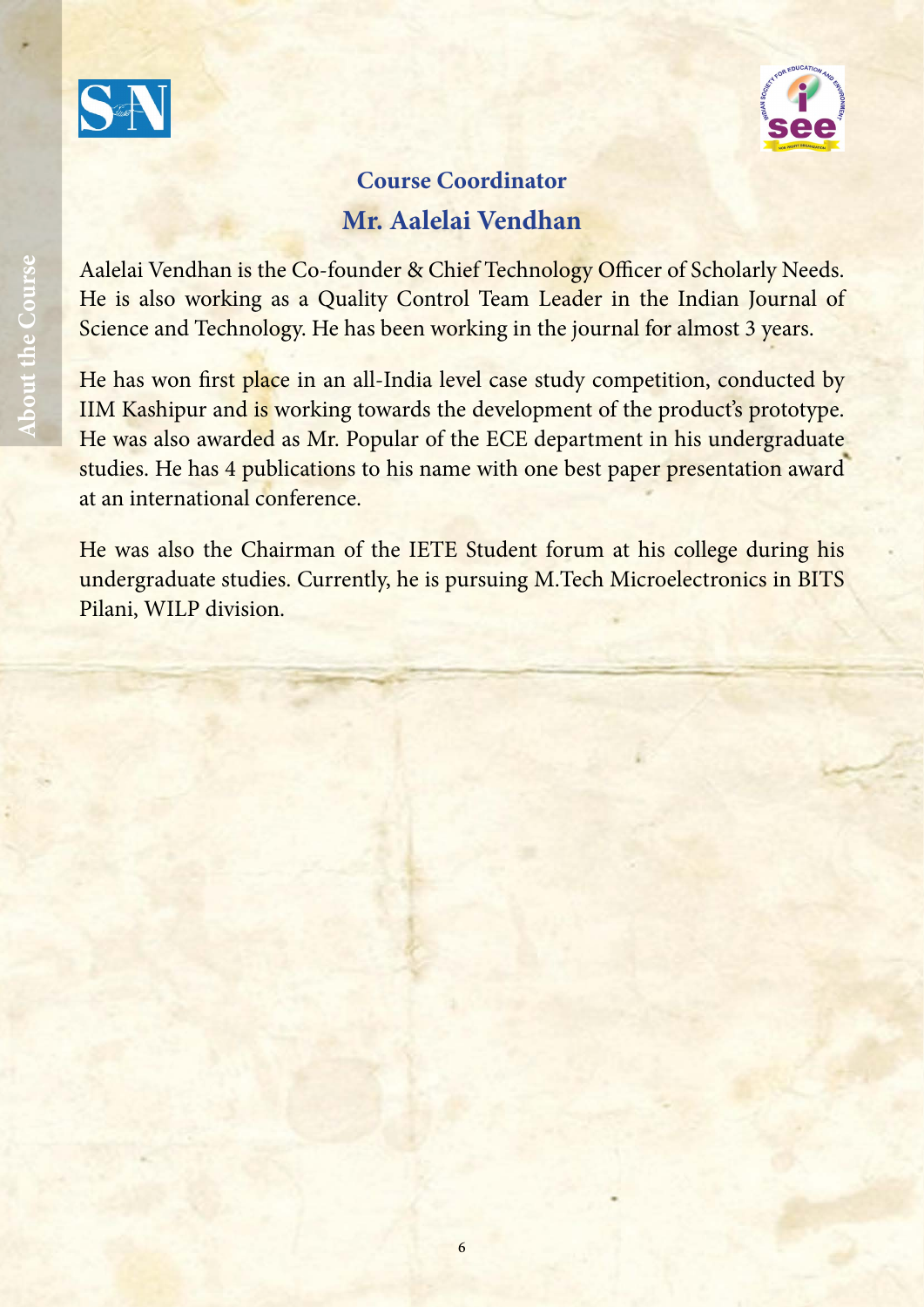## Course Coordinator

## Mr. Aalelai Vendhan

Aalelai Vendhan is the Co-founder & Chief Technology Officer of Scholarly Needs. He is also working as a Quality Control Team Leader in the Indian Journal of Science and Technology. He has been working in the journal for almost 3 years.

He has won first place in an all-India level case study competition, conducted by IIM Kashipur and is working towards the development of the product's prototype. He was also awarded as Mr. Popular of the ECE department in his undergraduate studies. He has 4 publications to his name with one best paper presentation award at an international conference.

He was also the Chairman of the IETE Student forum at his college during his undergraduate studies. Currently, he is pursuing M.Tech Microelectronics in BITS Pilani, WILP division.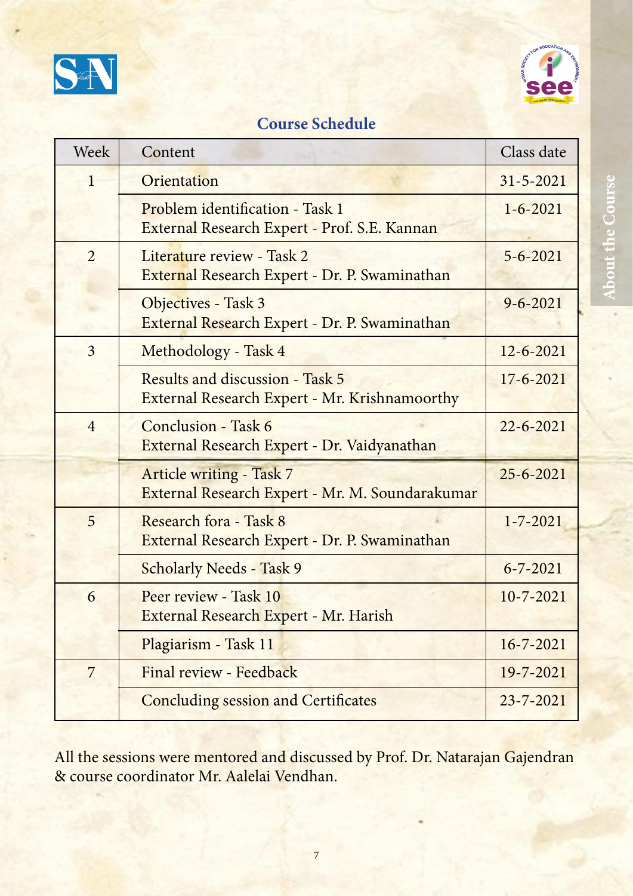## Course Schedule

| Week | Content | Class date |
|---|---|---|
| 1 | Orientation | 31-5-2021 |
| | Problem identification - Task 1<br>External Research Expert - Prof. S.E. Kannan | 1-6-2021 |
| 2 | Literature review - Task 2<br>External Research Expert - Dr. P. Swaminathan | 5-6-2021 |
| | Objectives - Task 3<br>External Research Expert - Dr. P. Swaminathan | 9-6-2021 |
| 3 | Methodology - Task 4 | 12-6-2021 |
| | Results and discussion - Task 5<br>External Research Expert - Mr. Krishnamoorthy | 17-6-2021 |
| 4 | Conclusion - Task 6<br>External Research Expert - Dr. Vaidyanathan | 22-6-2021 |
| | Article writing - Task 7<br>External Research Expert - Mr. M. Soundarakumar | 25-6-2021 |
| 5 | Research fora - Task 8<br>External Research Expert - Dr. P. Swaminathan | 1-7-2021 |
| | Scholarly Needs - Task 9 | 6-7-2021 |
| 6 | Peer review - Task 10<br>External Research Expert - Mr. Harish | 10-7-2021 |
| | Plagiarism - Task 11 | 16-7-2021 |
| 7 | Final review - Feedback | 19-7-2021 |
| | Concluding session and Certificates | 23-7-2021 |

All the sessions were mentored and discussed by Prof. Dr. Natarajan Gajendran & course coordinator Mr. Aalelai Vendhan.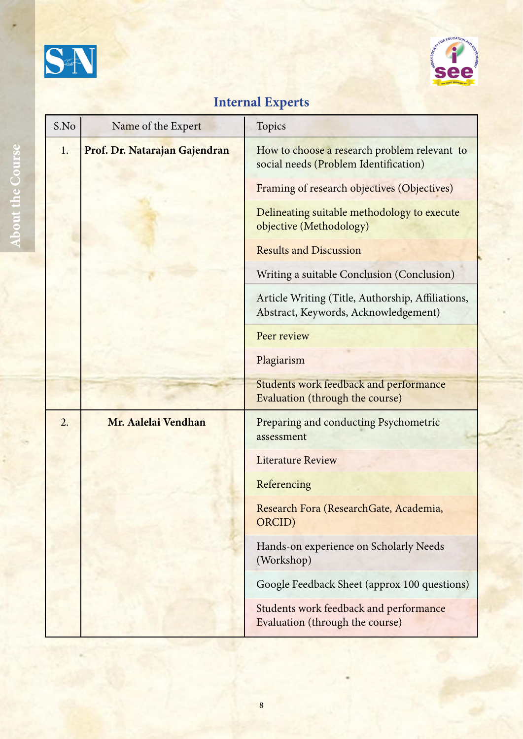## Internal Experts

| S.No | Name of the Expert | Topics |
| --- | --- | --- |
| 1. | **Prof. Dr. Natarajan Gajendran** | How to choose a research problem relevant to social needs (Problem Identification) |
| | | Framing of research objectives (Objectives) |
| | | Delineating suitable methodology to execute objective (Methodology) |
| | | Results and Discussion |
| | | Writing a suitable Conclusion (Conclusion) |
| | | Article Writing (Title, Authorship, Affiliations, Abstract, Keywords, Acknowledgement) |
| | | Peer review |
| | | Plagiarism |
| | | Students work feedback and performance Evaluation (through the course) |
| 2. | **Mr. Aalelai Vendhan** | Preparing and conducting Psychometric assessment |
| | | Literature Review |
| | | Referencing |
| | | Research Fora (ResearchGate, Academia, ORCID) |
| | | Hands-on experience on Scholarly Needs (Workshop) |
| | | Google Feedback Sheet (approx 100 questions) |
| | | Students work feedback and performance Evaluation (through the course) |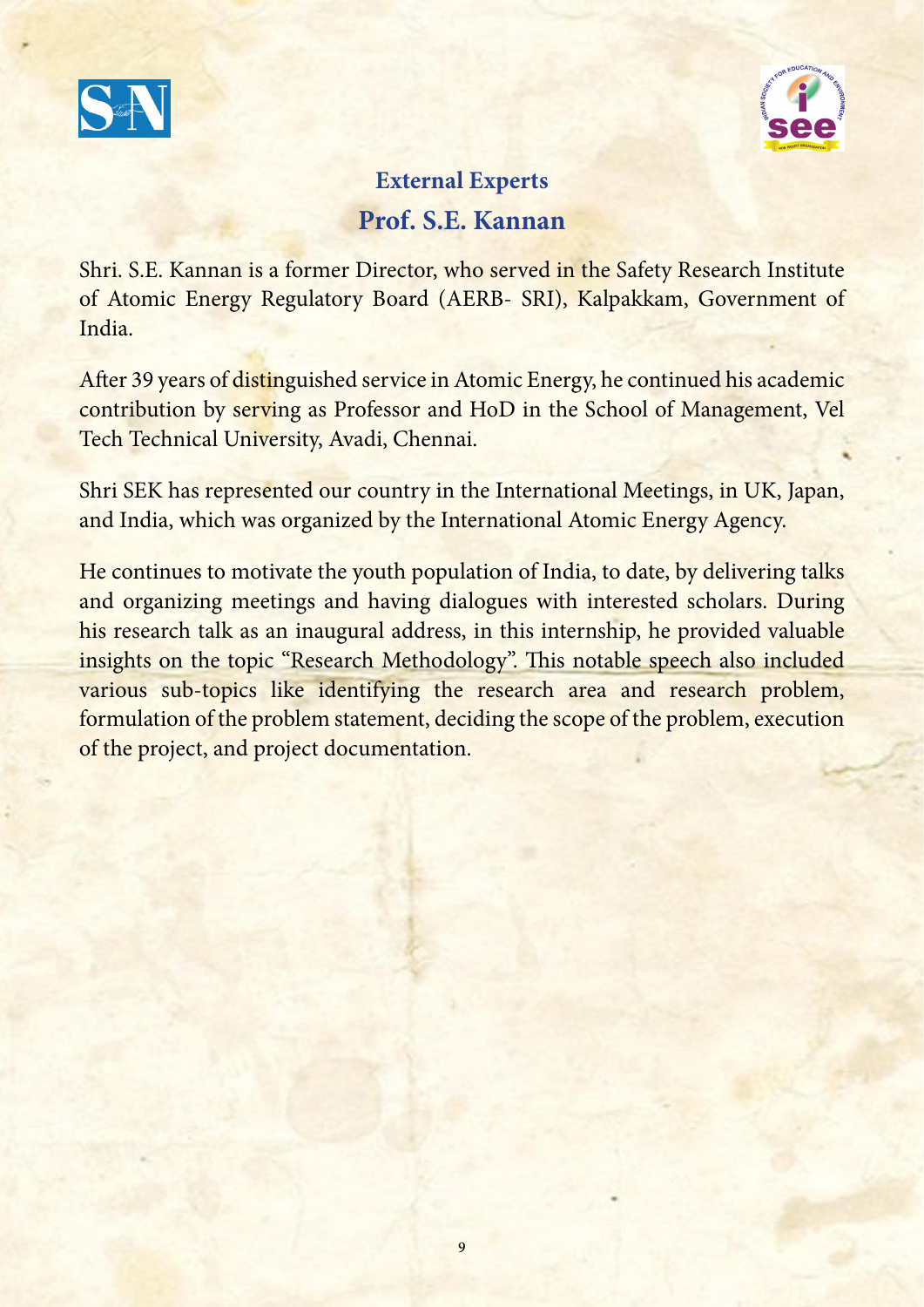## External Experts

### Prof. S.E. Kannan

Shri. S.E. Kannan is a former Director, who served in the Safety Research Institute of Atomic Energy Regulatory Board (AERB- SRI), Kalpakkam, Government of India.

After 39 years of distinguished service in Atomic Energy, he continued his academic contribution by serving as Professor and HoD in the School of Management, Vel Tech Technical University, Avadi, Chennai.

Shri SEK has represented our country in the International Meetings, in UK, Japan, and India, which was organized by the International Atomic Energy Agency.

He continues to motivate the youth population of India, to date, by delivering talks and organizing meetings and having dialogues with interested scholars. During his research talk as an inaugural address, in this internship, he provided valuable insights on the topic "Research Methodology". This notable speech also included various sub-topics like identifying the research area and research problem, formulation of the problem statement, deciding the scope of the problem, execution of the project, and project documentation.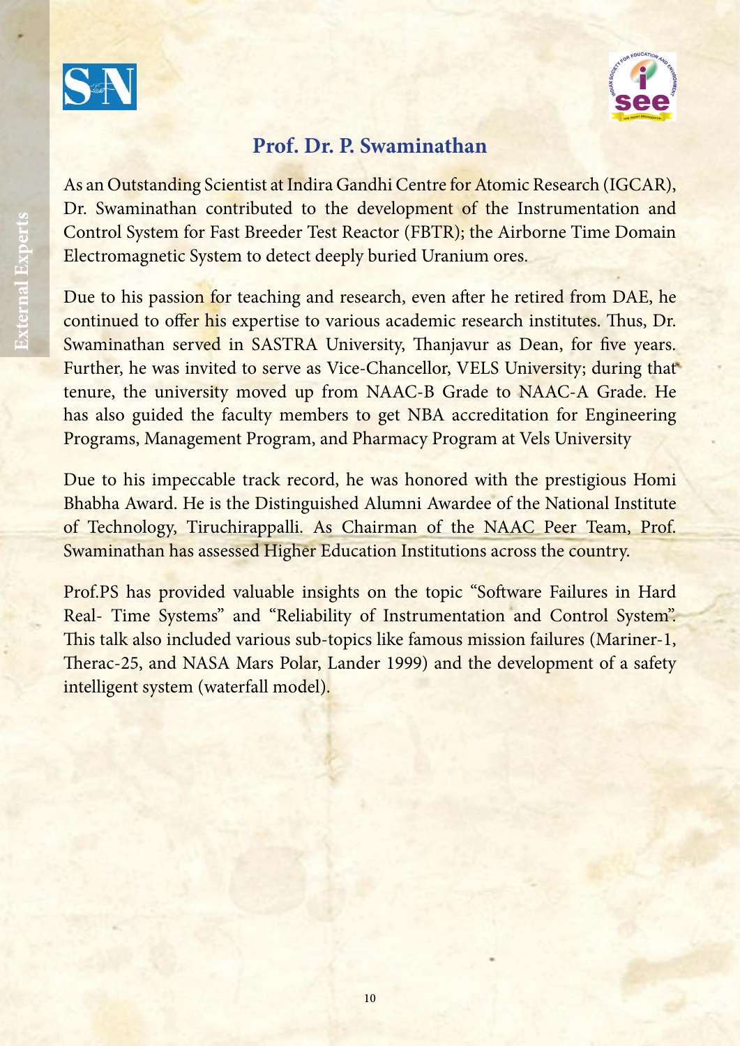## Prof. Dr. P. Swaminathan

As an Outstanding Scientist at Indira Gandhi Centre for Atomic Research (IGCAR), Dr. Swaminathan contributed to the development of the Instrumentation and Control System for Fast Breeder Test Reactor (FBTR); the Airborne Time Domain Electromagnetic System to detect deeply buried Uranium ores.

Due to his passion for teaching and research, even after he retired from DAE, he continued to offer his expertise to various academic research institutes. Thus, Dr. Swaminathan served in SASTRA University, Thanjavur as Dean, for five years. Further, he was invited to serve as Vice-Chancellor, VELS University; during that tenure, the university moved up from NAAC-B Grade to NAAC-A Grade. He has also guided the faculty members to get NBA accreditation for Engineering Programs, Management Program, and Pharmacy Program at Vels University

Due to his impeccable track record, he was honored with the prestigious Homi Bhabha Award. He is the Distinguished Alumni Awardee of the National Institute of Technology, Tiruchirappalli. As Chairman of the NAAC Peer Team, Prof. Swaminathan has assessed Higher Education Institutions across the country.

Prof.PS has provided valuable insights on the topic "Software Failures in Hard Real- Time Systems" and "Reliability of Instrumentation and Control System". This talk also included various sub-topics like famous mission failures (Mariner-1, Therac-25, and NASA Mars Polar, Lander 1999) and the development of a safety intelligent system (waterfall model).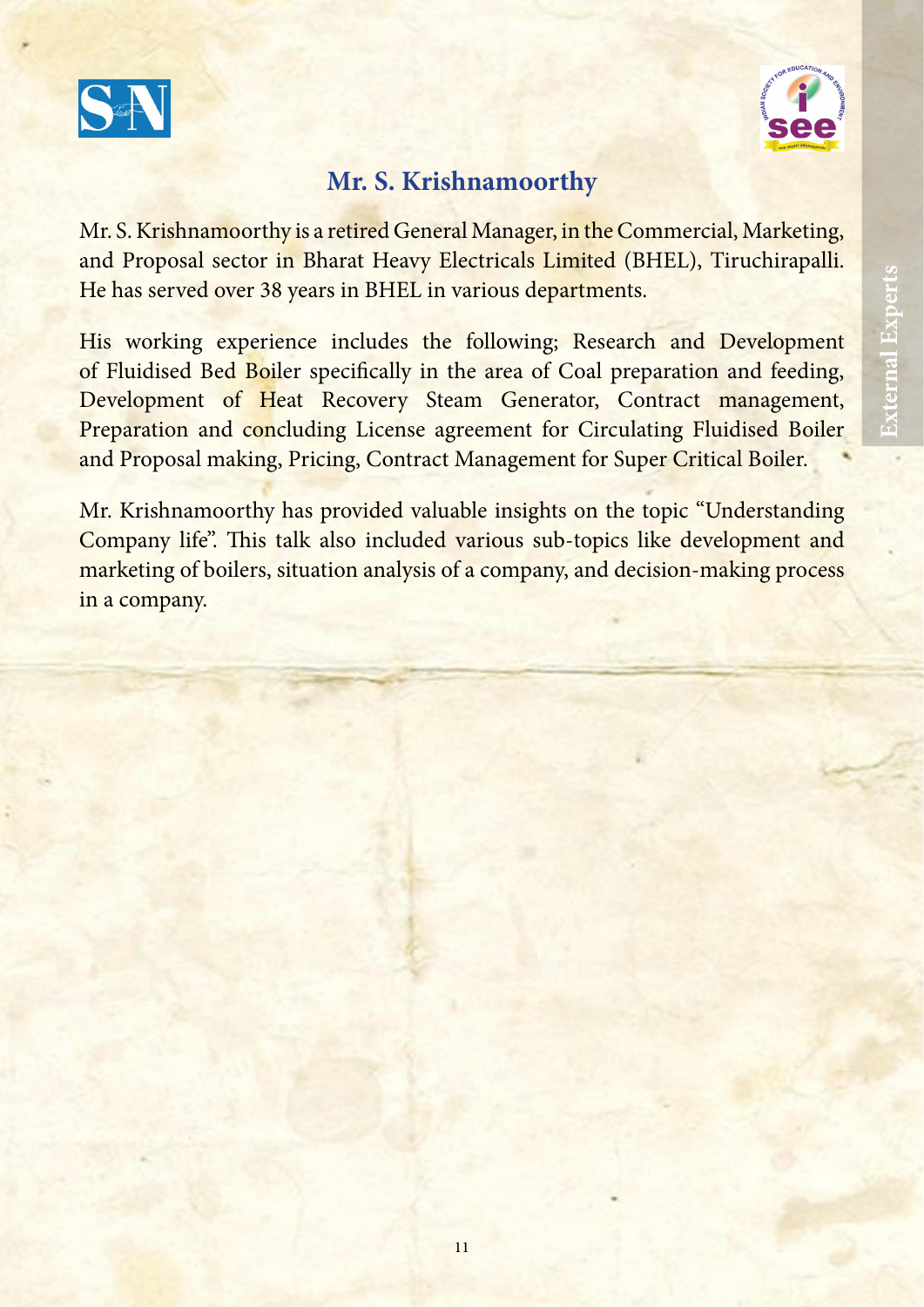## Mr. S. Krishnamoorthy

Mr. S. Krishnamoorthy is a retired General Manager, in the Commercial, Marketing, and Proposal sector in Bharat Heavy Electricals Limited (BHEL), Tiruchirapalli. He has served over 38 years in BHEL in various departments.

His working experience includes the following; Research and Development of Fluidised Bed Boiler specifically in the area of Coal preparation and feeding, Development of Heat Recovery Steam Generator, Contract management, Preparation and concluding License agreement for Circulating Fluidised Boiler and Proposal making, Pricing, Contract Management for Super Critical Boiler.

Mr. Krishnamoorthy has provided valuable insights on the topic "Understanding Company life". This talk also included various sub-topics like development and marketing of boilers, situation analysis of a company, and decision-making process in a company.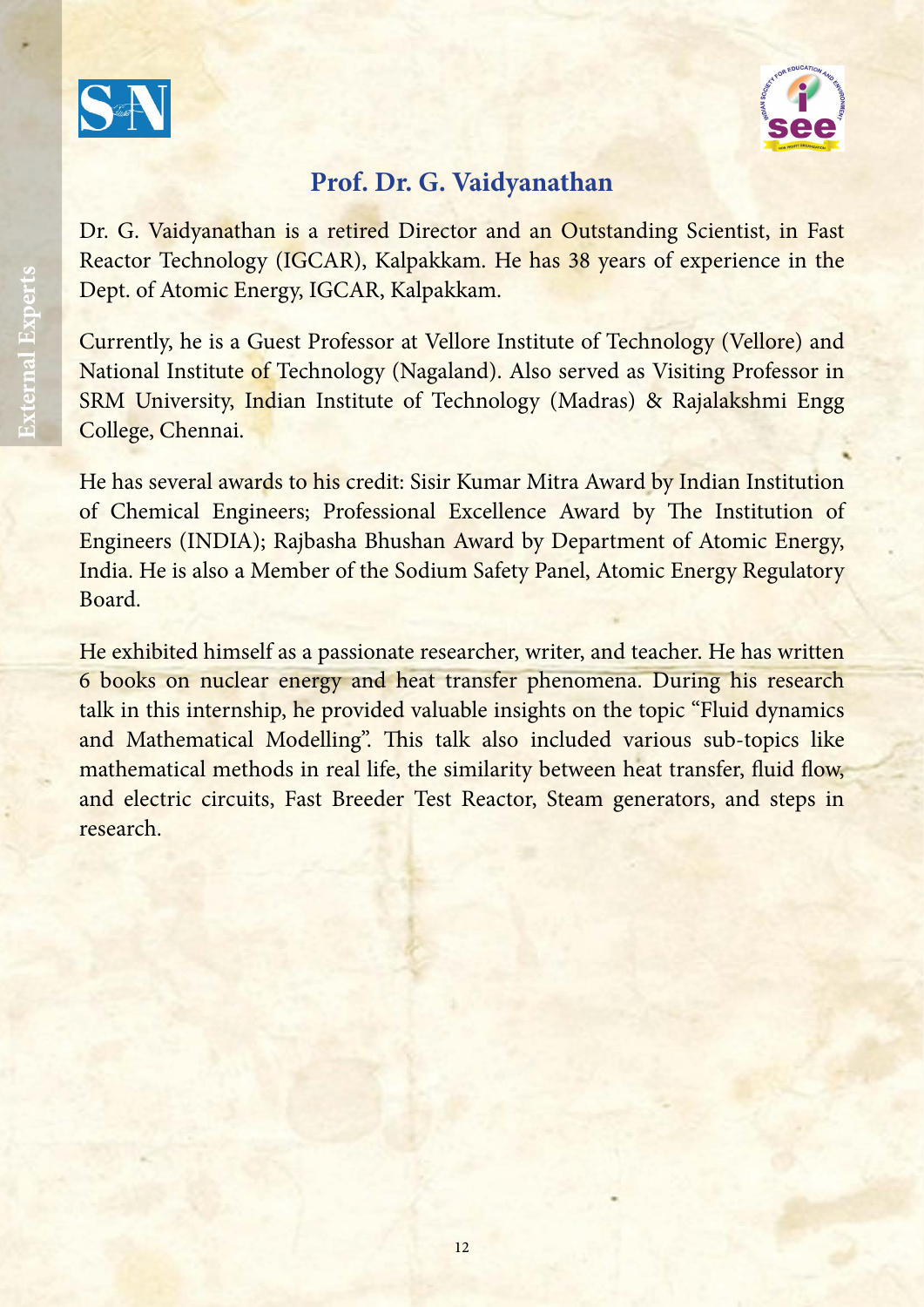## Prof. Dr. G. Vaidyanathan

Dr. G. Vaidyanathan is a retired Director and an Outstanding Scientist, in Fast Reactor Technology (IGCAR), Kalpakkam. He has 38 years of experience in the Dept. of Atomic Energy, IGCAR, Kalpakkam.

Currently, he is a Guest Professor at Vellore Institute of Technology (Vellore) and National Institute of Technology (Nagaland). Also served as Visiting Professor in SRM University, Indian Institute of Technology (Madras) & Rajalakshmi Engg College, Chennai.

He has several awards to his credit: Sisir Kumar Mitra Award by Indian Institution of Chemical Engineers; Professional Excellence Award by The Institution of Engineers (INDIA); Rajbasha Bhushan Award by Department of Atomic Energy, India. He is also a Member of the Sodium Safety Panel, Atomic Energy Regulatory Board.

He exhibited himself as a passionate researcher, writer, and teacher. He has written 6 books on nuclear energy and heat transfer phenomena. During his research talk in this internship, he provided valuable insights on the topic "Fluid dynamics and Mathematical Modelling". This talk also included various sub-topics like mathematical methods in real life, the similarity between heat transfer, fluid flow, and electric circuits, Fast Breeder Test Reactor, Steam generators, and steps in research.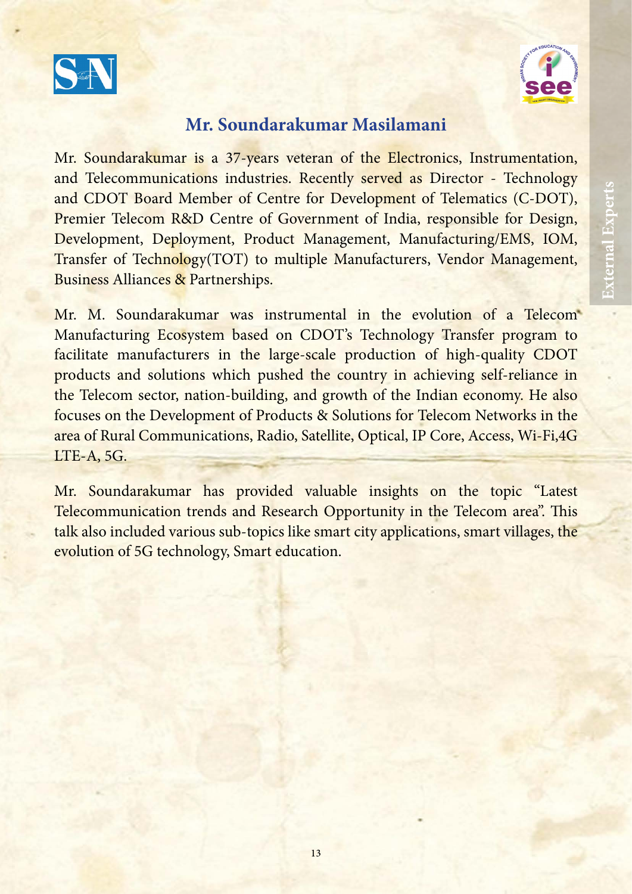## Mr. Soundarakumar Masilamani

Mr. Soundarakumar is a 37-years veteran of the Electronics, Instrumentation, and Telecommunications industries. Recently served as Director - Technology and CDOT Board Member of Centre for Development of Telematics (C-DOT), Premier Telecom R&D Centre of Government of India, responsible for Design, Development, Deployment, Product Management, Manufacturing/EMS, IOM, Transfer of Technology(TOT) to multiple Manufacturers, Vendor Management, Business Alliances & Partnerships.

Mr. M. Soundarakumar was instrumental in the evolution of a Telecom Manufacturing Ecosystem based on CDOT's Technology Transfer program to facilitate manufacturers in the large-scale production of high-quality CDOT products and solutions which pushed the country in achieving self-reliance in the Telecom sector, nation-building, and growth of the Indian economy. He also focuses on the Development of Products & Solutions for Telecom Networks in the area of Rural Communications, Radio, Satellite, Optical, IP Core, Access, Wi-Fi,4G LTE-A, 5G.

Mr. Soundarakumar has provided valuable insights on the topic "Latest Telecommunication trends and Research Opportunity in the Telecom area". This talk also included various sub-topics like smart city applications, smart villages, the evolution of 5G technology, Smart education.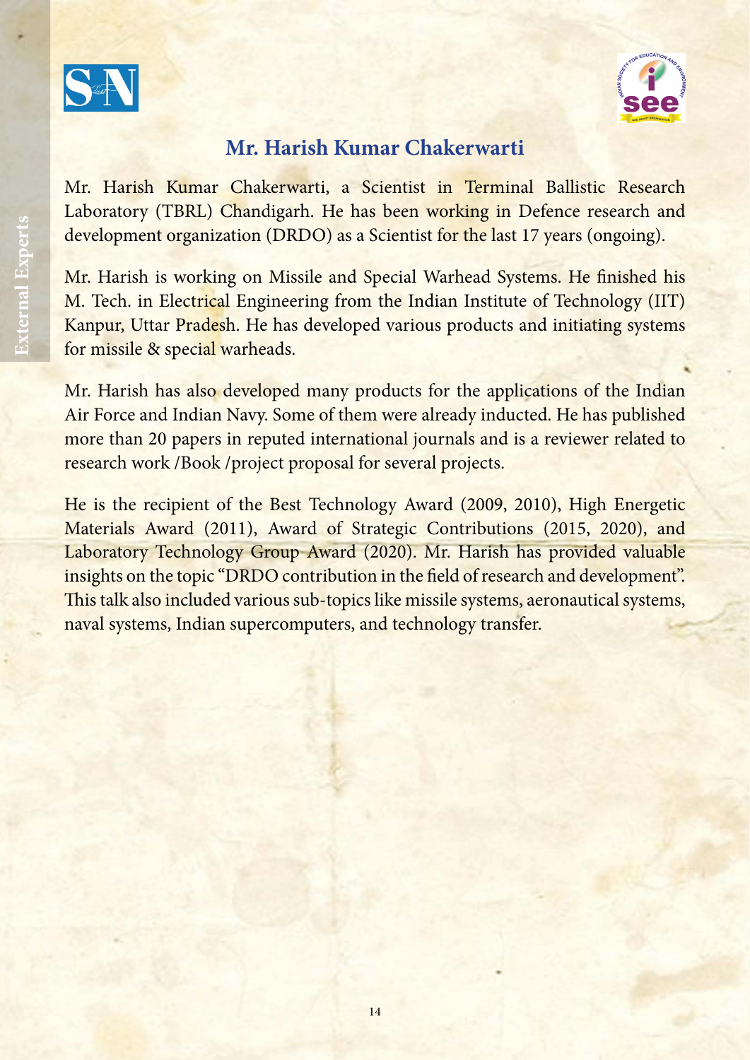## Mr. Harish Kumar Chakerwarti

Mr. Harish Kumar Chakerwarti, a Scientist in Terminal Ballistic Research Laboratory (TBRL) Chandigarh. He has been working in Defence research and development organization (DRDO) as a Scientist for the last 17 years (ongoing).

Mr. Harish is working on Missile and Special Warhead Systems. He finished his M. Tech. in Electrical Engineering from the Indian Institute of Technology (IIT) Kanpur, Uttar Pradesh. He has developed various products and initiating systems for missile & special warheads.

Mr. Harish has also developed many products for the applications of the Indian Air Force and Indian Navy. Some of them were already inducted. He has published more than 20 papers in reputed international journals and is a reviewer related to research work /Book /project proposal for several projects.

He is the recipient of the Best Technology Award (2009, 2010), High Energetic Materials Award (2011), Award of Strategic Contributions (2015, 2020), and Laboratory Technology Group Award (2020). Mr. Harish has provided valuable insights on the topic "DRDO contribution in the field of research and development". This talk also included various sub-topics like missile systems, aeronautical systems, naval systems, Indian supercomputers, and technology transfer.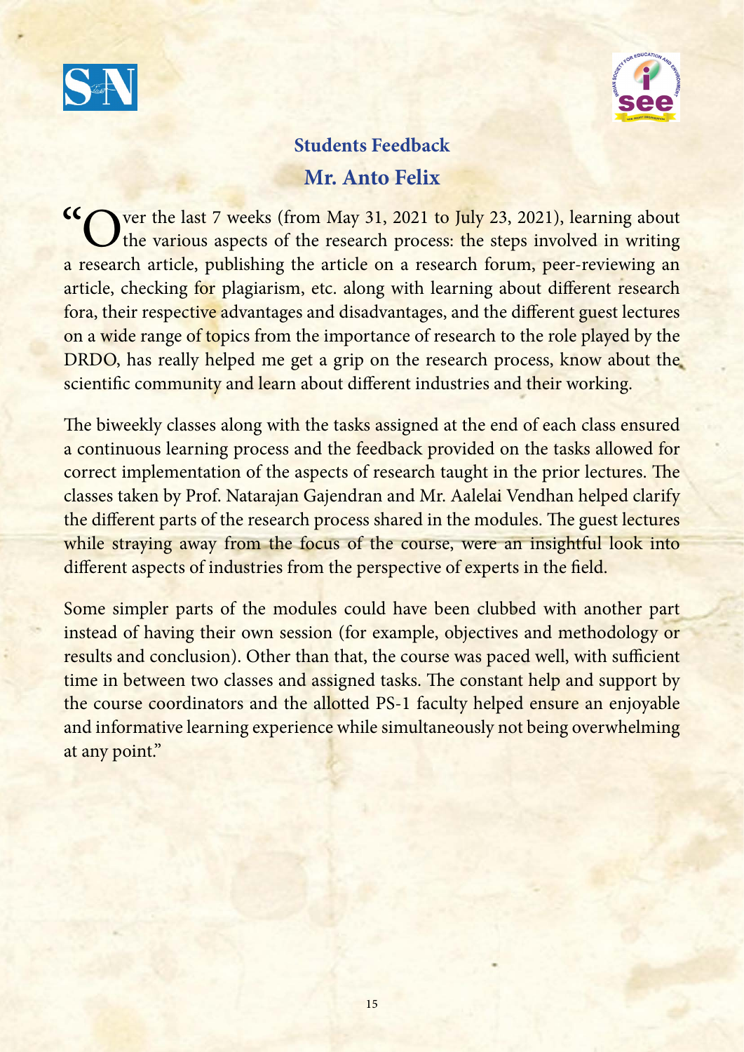## Students Feedback

### Mr. Anto Felix

"Over the last 7 weeks (from May 31, 2021 to July 23, 2021), learning about the various aspects of the research process: the steps involved in writing a research article, publishing the article on a research forum, peer-reviewing an article, checking for plagiarism, etc. along with learning about different research fora, their respective advantages and disadvantages, and the different guest lectures on a wide range of topics from the importance of research to the role played by the DRDO, has really helped me get a grip on the research process, know about the scientific community and learn about different industries and their working.

The biweekly classes along with the tasks assigned at the end of each class ensured a continuous learning process and the feedback provided on the tasks allowed for correct implementation of the aspects of research taught in the prior lectures. The classes taken by Prof. Natarajan Gajendran and Mr. Aalelai Vendhan helped clarify the different parts of the research process shared in the modules. The guest lectures while straying away from the focus of the course, were an insightful look into different aspects of industries from the perspective of experts in the field.

Some simpler parts of the modules could have been clubbed with another part instead of having their own session (for example, objectives and methodology or results and conclusion). Other than that, the course was paced well, with sufficient time in between two classes and assigned tasks. The constant help and support by the course coordinators and the allotted PS-1 faculty helped ensure an enjoyable and informative learning experience while simultaneously not being overwhelming at any point."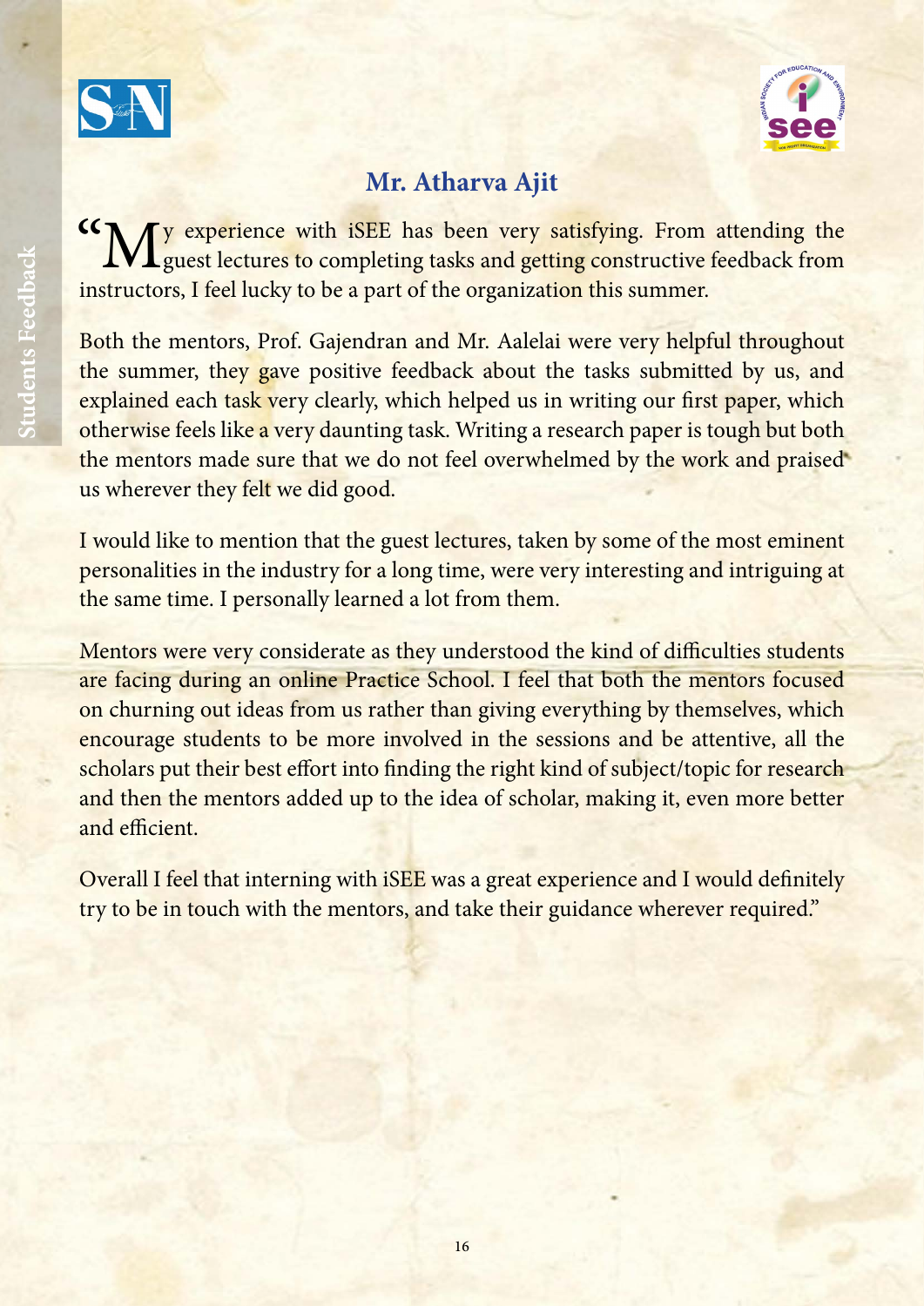## Mr. Atharva Ajit

"My experience with iSEE has been very satisfying. From attending the guest lectures to completing tasks and getting constructive feedback from instructors, I feel lucky to be a part of the organization this summer.

Both the mentors, Prof. Gajendran and Mr. Aalelai were very helpful throughout the summer, they gave positive feedback about the tasks submitted by us, and explained each task very clearly, which helped us in writing our first paper, which otherwise feels like a very daunting task. Writing a research paper is tough but both the mentors made sure that we do not feel overwhelmed by the work and praised us wherever they felt we did good.

I would like to mention that the guest lectures, taken by some of the most eminent personalities in the industry for a long time, were very interesting and intriguing at the same time. I personally learned a lot from them.

Mentors were very considerate as they understood the kind of difficulties students are facing during an online Practice School. I feel that both the mentors focused on churning out ideas from us rather than giving everything by themselves, which encourage students to be more involved in the sessions and be attentive, all the scholars put their best effort into finding the right kind of subject/topic for research and then the mentors added up to the idea of scholar, making it, even more better and efficient.

Overall I feel that interning with iSEE was a great experience and I would definitely try to be in touch with the mentors, and take their guidance wherever required."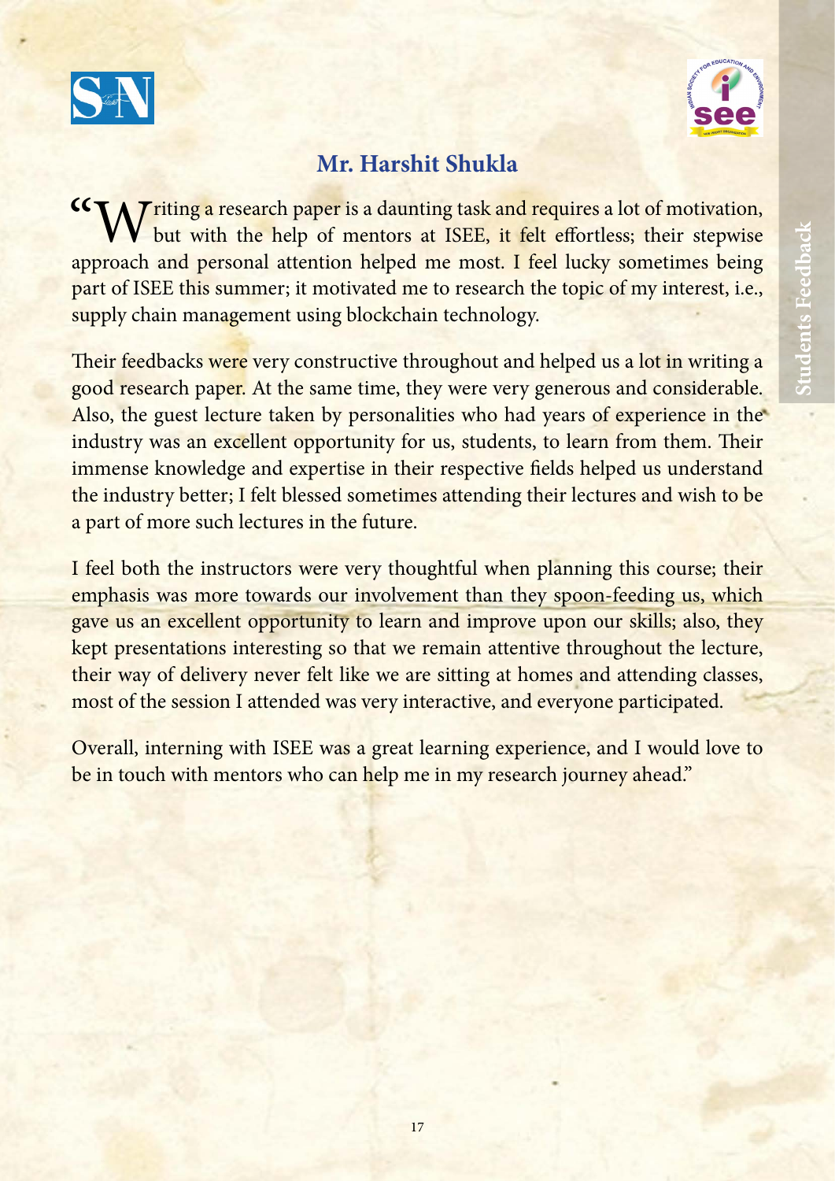## Mr. Harshit Shukla

"Writing a research paper is a daunting task and requires a lot of motivation, but with the help of mentors at ISEE, it felt effortless; their stepwise approach and personal attention helped me most. I feel lucky sometimes being part of ISEE this summer; it motivated me to research the topic of my interest, i.e., supply chain management using blockchain technology.

Their feedbacks were very constructive throughout and helped us a lot in writing a good research paper. At the same time, they were very generous and considerable. Also, the guest lecture taken by personalities who had years of experience in the industry was an excellent opportunity for us, students, to learn from them. Their immense knowledge and expertise in their respective fields helped us understand the industry better; I felt blessed sometimes attending their lectures and wish to be a part of more such lectures in the future.

I feel both the instructors were very thoughtful when planning this course; their emphasis was more towards our involvement than they spoon-feeding us, which gave us an excellent opportunity to learn and improve upon our skills; also, they kept presentations interesting so that we remain attentive throughout the lecture, their way of delivery never felt like we are sitting at homes and attending classes, most of the session I attended was very interactive, and everyone participated.

Overall, interning with ISEE was a great learning experience, and I would love to be in touch with mentors who can help me in my research journey ahead."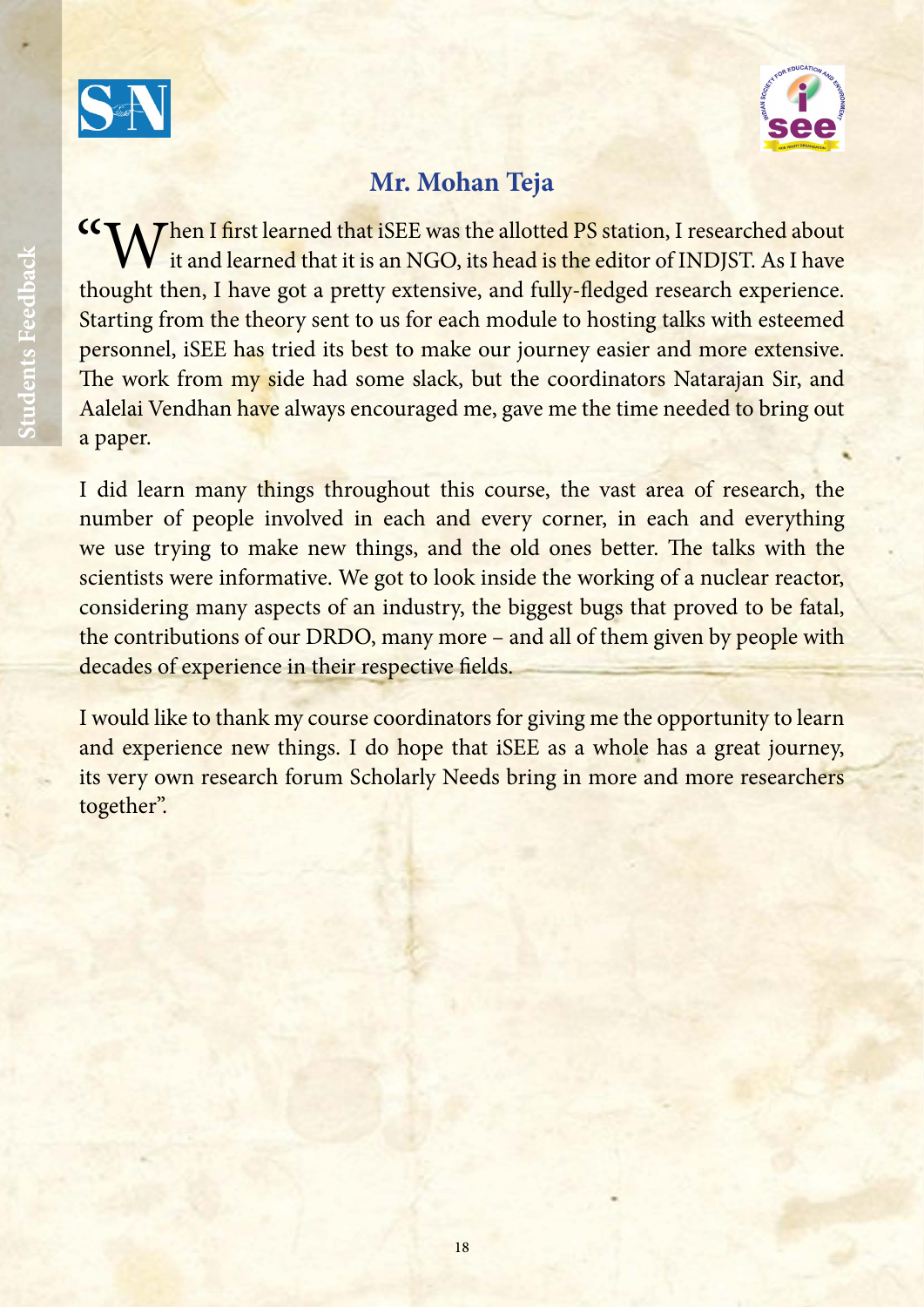## Mr. Mohan Teja

"When I first learned that iSEE was the allotted PS station, I researched about it and learned that it is an NGO, its head is the editor of INDJST. As I have thought then, I have got a pretty extensive, and fully-fledged research experience. Starting from the theory sent to us for each module to hosting talks with esteemed personnel, iSEE has tried its best to make our journey easier and more extensive. The work from my side had some slack, but the coordinators Natarajan Sir, and Aalelai Vendhan have always encouraged me, gave me the time needed to bring out a paper.

I did learn many things throughout this course, the vast area of research, the number of people involved in each and every corner, in each and everything we use trying to make new things, and the old ones better. The talks with the scientists were informative. We got to look inside the working of a nuclear reactor, considering many aspects of an industry, the biggest bugs that proved to be fatal, the contributions of our DRDO, many more – and all of them given by people with decades of experience in their respective fields.

I would like to thank my course coordinators for giving me the opportunity to learn and experience new things. I do hope that iSEE as a whole has a great journey, its very own research forum Scholarly Needs bring in more and more researchers together".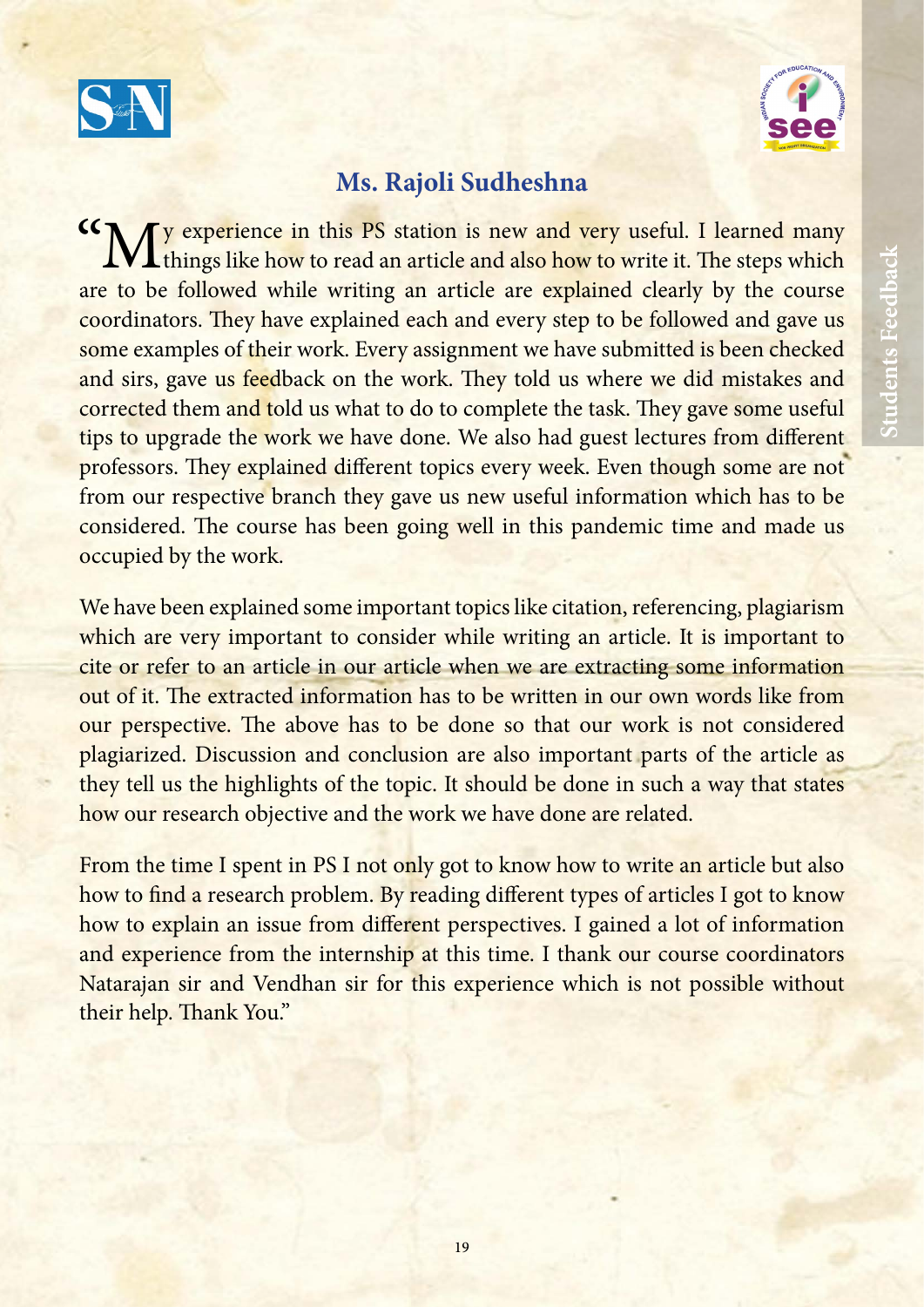## Ms. Rajoli Sudheshna

"My experience in this PS station is new and very useful. I learned many things like how to read an article and also how to write it. The steps which are to be followed while writing an article are explained clearly by the course coordinators. They have explained each and every step to be followed and gave us some examples of their work. Every assignment we have submitted is been checked and sirs, gave us feedback on the work. They told us where we did mistakes and corrected them and told us what to do to complete the task. They gave some useful tips to upgrade the work we have done. We also had guest lectures from different professors. They explained different topics every week. Even though some are not from our respective branch they gave us new useful information which has to be considered. The course has been going well in this pandemic time and made us occupied by the work.

We have been explained some important topics like citation, referencing, plagiarism which are very important to consider while writing an article. It is important to cite or refer to an article in our article when we are extracting some information out of it. The extracted information has to be written in our own words like from our perspective. The above has to be done so that our work is not considered plagiarized. Discussion and conclusion are also important parts of the article as they tell us the highlights of the topic. It should be done in such a way that states how our research objective and the work we have done are related.

From the time I spent in PS I not only got to know how to write an article but also how to find a research problem. By reading different types of articles I got to know how to explain an issue from different perspectives. I gained a lot of information and experience from the internship at this time. I thank our course coordinators Natarajan sir and Vendhan sir for this experience which is not possible without their help. Thank You."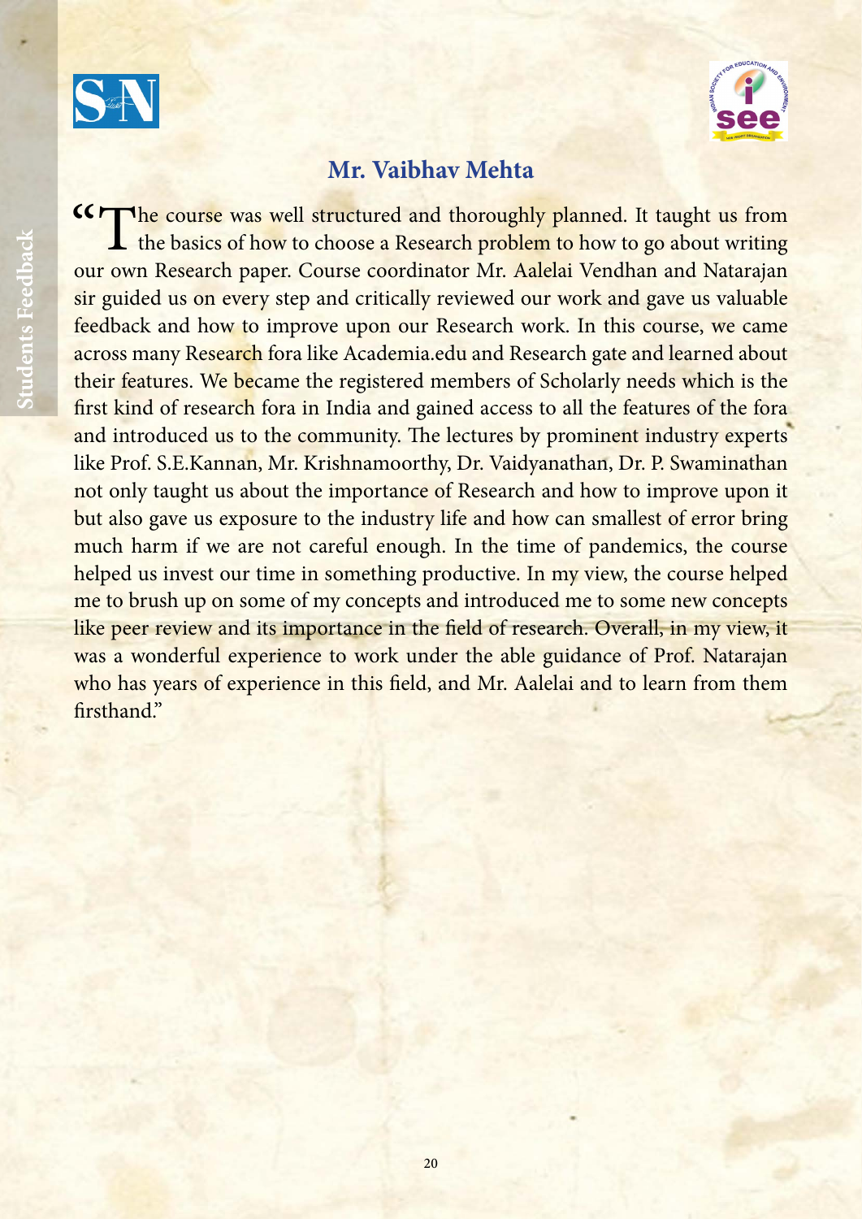## Mr. Vaibhav Mehta

"The course was well structured and thoroughly planned. It taught us from the basics of how to choose a Research problem to how to go about writing our own Research paper. Course coordinator Mr. Aalelai Vendhan and Natarajan sir guided us on every step and critically reviewed our work and gave us valuable feedback and how to improve upon our Research work. In this course, we came across many Research fora like Academia.edu and Research gate and learned about their features. We became the registered members of Scholarly needs which is the first kind of research fora in India and gained access to all the features of the fora and introduced us to the community. The lectures by prominent industry experts like Prof. S.E.Kannan, Mr. Krishnamoorthy, Dr. Vaidyanathan, Dr. P. Swaminathan not only taught us about the importance of Research and how to improve upon it but also gave us exposure to the industry life and how can smallest of error bring much harm if we are not careful enough. In the time of pandemics, the course helped us invest our time in something productive. In my view, the course helped me to brush up on some of my concepts and introduced me to some new concepts like peer review and its importance in the field of research. Overall, in my view, it was a wonderful experience to work under the able guidance of Prof. Natarajan who has years of experience in this field, and Mr. Aalelai and to learn from them firsthand."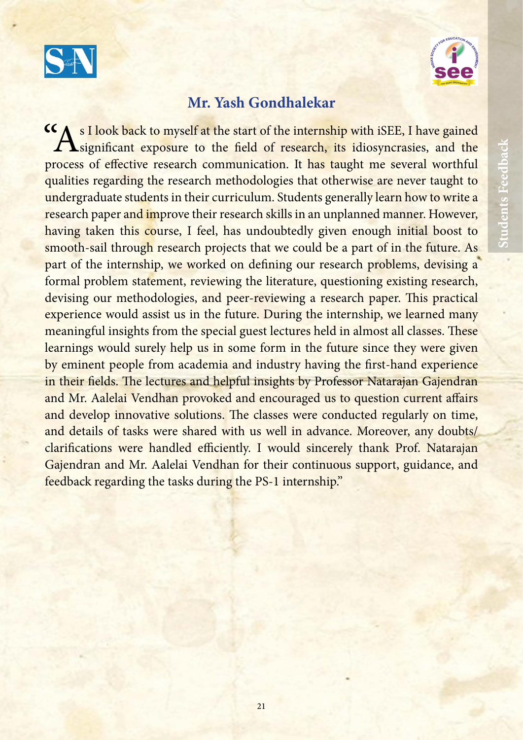## Mr. Yash Gondhalekar

"As I look back to myself at the start of the internship with iSEE, I have gained significant exposure to the field of research, its idiosyncrasies, and the process of effective research communication. It has taught me several worthful qualities regarding the research methodologies that otherwise are never taught to undergraduate students in their curriculum. Students generally learn how to write a research paper and improve their research skills in an unplanned manner. However, having taken this course, I feel, has undoubtedly given enough initial boost to smooth-sail through research projects that we could be a part of in the future. As part of the internship, we worked on defining our research problems, devising a formal problem statement, reviewing the literature, questioning existing research, devising our methodologies, and peer-reviewing a research paper. This practical experience would assist us in the future. During the internship, we learned many meaningful insights from the special guest lectures held in almost all classes. These learnings would surely help us in some form in the future since they were given by eminent people from academia and industry having the first-hand experience in their fields. The lectures and helpful insights by Professor Natarajan Gajendran and Mr. Aalelai Vendhan provoked and encouraged us to question current affairs and develop innovative solutions. The classes were conducted regularly on time, and details of tasks were shared with us well in advance. Moreover, any doubts/clarifications were handled efficiently. I would sincerely thank Prof. Natarajan Gajendran and Mr. Aalelai Vendhan for their continuous support, guidance, and feedback regarding the tasks during the PS-1 internship."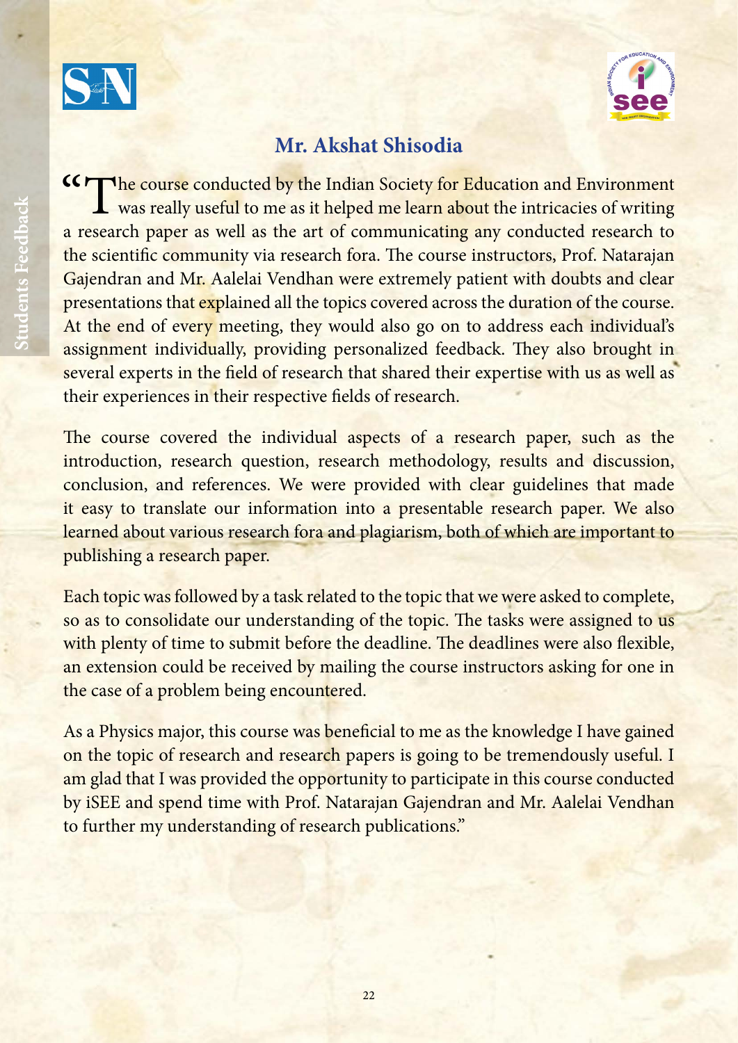## Mr. Akshat Shisodia

"The course conducted by the Indian Society for Education and Environment was really useful to me as it helped me learn about the intricacies of writing a research paper as well as the art of communicating any conducted research to the scientific community via research fora. The course instructors, Prof. Natarajan Gajendran and Mr. Aalelai Vendhan were extremely patient with doubts and clear presentations that explained all the topics covered across the duration of the course. At the end of every meeting, they would also go on to address each individual's assignment individually, providing personalized feedback. They also brought in several experts in the field of research that shared their expertise with us as well as their experiences in their respective fields of research.

The course covered the individual aspects of a research paper, such as the introduction, research question, research methodology, results and discussion, conclusion, and references. We were provided with clear guidelines that made it easy to translate our information into a presentable research paper. We also learned about various research fora and plagiarism, both of which are important to publishing a research paper.

Each topic was followed by a task related to the topic that we were asked to complete, so as to consolidate our understanding of the topic. The tasks were assigned to us with plenty of time to submit before the deadline. The deadlines were also flexible, an extension could be received by mailing the course instructors asking for one in the case of a problem being encountered.

As a Physics major, this course was beneficial to me as the knowledge I have gained on the topic of research and research papers is going to be tremendously useful. I am glad that I was provided the opportunity to participate in this course conducted by iSEE and spend time with Prof. Natarajan Gajendran and Mr. Aalelai Vendhan to further my understanding of research publications."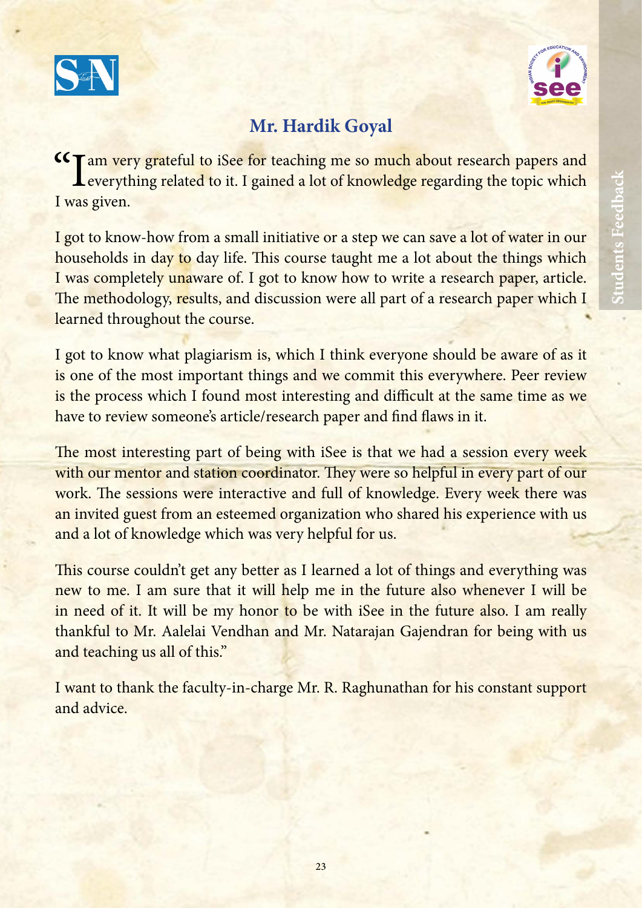## Mr. Hardik Goyal

"I am very grateful to iSee for teaching me so much about research papers and everything related to it. I gained a lot of knowledge regarding the topic which I was given.

I got to know-how from a small initiative or a step we can save a lot of water in our households in day to day life. This course taught me a lot about the things which I was completely unaware of. I got to know how to write a research paper, article. The methodology, results, and discussion were all part of a research paper which I learned throughout the course.

I got to know what plagiarism is, which I think everyone should be aware of as it is one of the most important things and we commit this everywhere. Peer review is the process which I found most interesting and difficult at the same time as we have to review someone's article/research paper and find flaws in it.

The most interesting part of being with iSee is that we had a session every week with our mentor and station coordinator. They were so helpful in every part of our work. The sessions were interactive and full of knowledge. Every week there was an invited guest from an esteemed organization who shared his experience with us and a lot of knowledge which was very helpful for us.

This course couldn't get any better as I learned a lot of things and everything was new to me. I am sure that it will help me in the future also whenever I will be in need of it. It will be my honor to be with iSee in the future also. I am really thankful to Mr. Aalelai Vendhan and Mr. Natarajan Gajendran for being with us and teaching us all of this."

I want to thank the faculty-in-charge Mr. R. Raghunathan for his constant support and advice.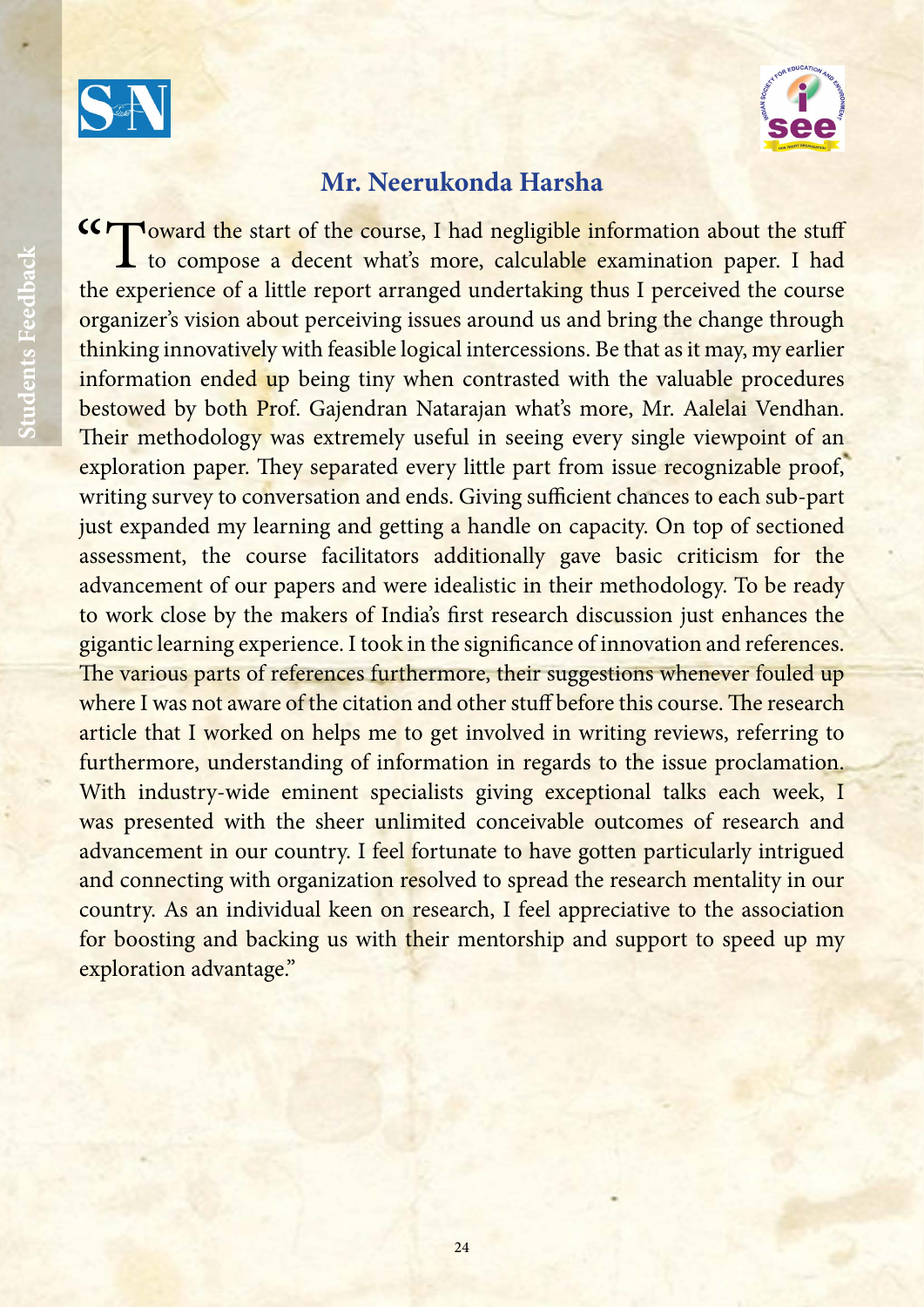## Mr. Neerukonda Harsha

"Toward the start of the course, I had negligible information about the stuff to compose a decent what's more, calculable examination paper. I had the experience of a little report arranged undertaking thus I perceived the course organizer's vision about perceiving issues around us and bring the change through thinking innovatively with feasible logical intercessions. Be that as it may, my earlier information ended up being tiny when contrasted with the valuable procedures bestowed by both Prof. Gajendran Natarajan what's more, Mr. Aalelai Vendhan. Their methodology was extremely useful in seeing every single viewpoint of an exploration paper. They separated every little part from issue recognizable proof, writing survey to conversation and ends. Giving sufficient chances to each sub-part just expanded my learning and getting a handle on capacity. On top of sectioned assessment, the course facilitators additionally gave basic criticism for the advancement of our papers and were idealistic in their methodology. To be ready to work close by the makers of India's first research discussion just enhances the gigantic learning experience. I took in the significance of innovation and references. The various parts of references furthermore, their suggestions whenever fouled up where I was not aware of the citation and other stuff before this course. The research article that I worked on helps me to get involved in writing reviews, referring to furthermore, understanding of information in regards to the issue proclamation. With industry-wide eminent specialists giving exceptional talks each week, I was presented with the sheer unlimited conceivable outcomes of research and advancement in our country. I feel fortunate to have gotten particularly intrigued and connecting with organization resolved to spread the research mentality in our country. As an individual keen on research, I feel appreciative to the association for boosting and backing us with their mentorship and support to speed up my exploration advantage."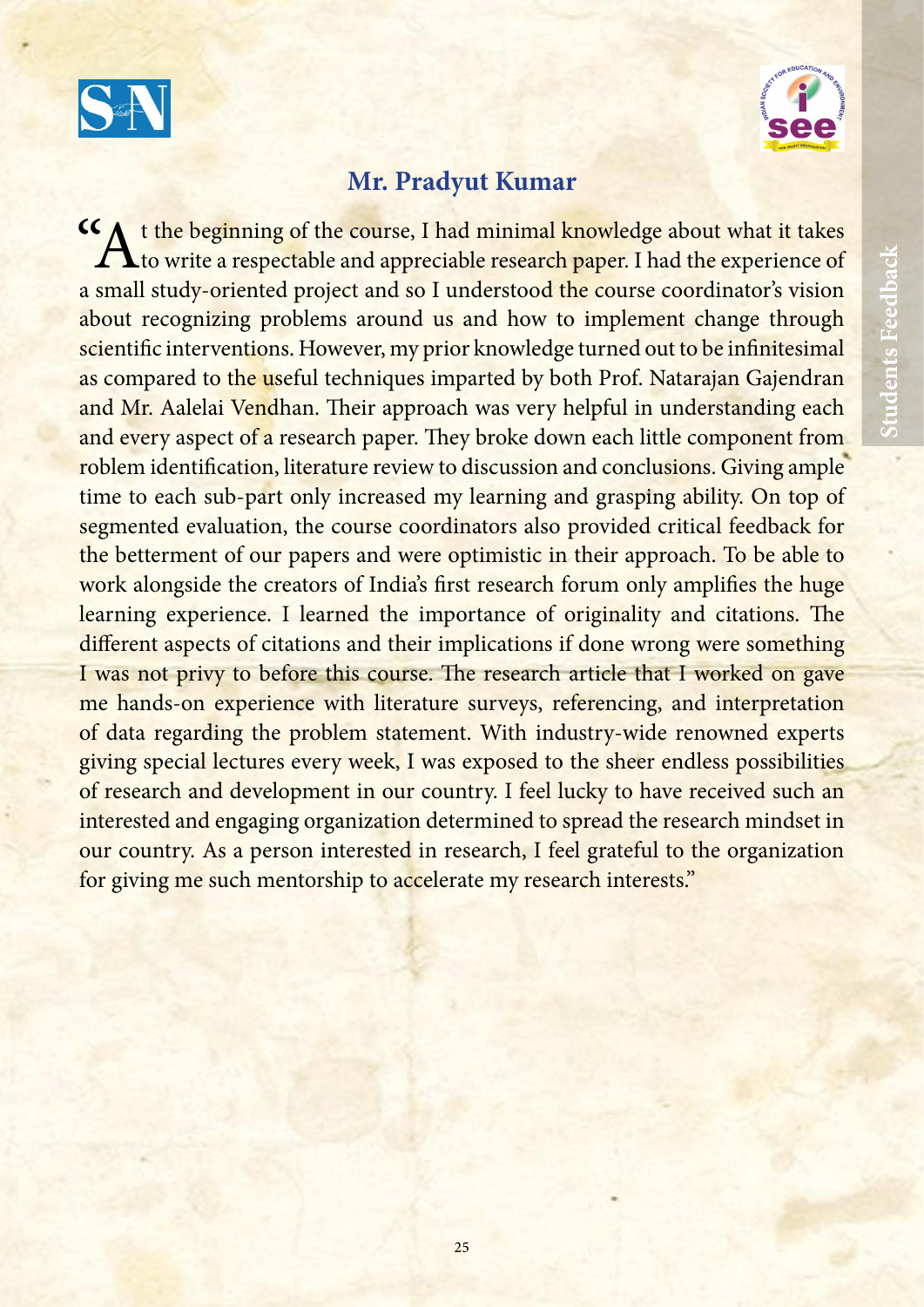## Mr. Pradyut Kumar

"At the beginning of the course, I had minimal knowledge about what it takes to write a respectable and appreciable research paper. I had the experience of a small study-oriented project and so I understood the course coordinator's vision about recognizing problems around us and how to implement change through scientific interventions. However, my prior knowledge turned out to be infinitesimal as compared to the useful techniques imparted by both Prof. Natarajan Gajendran and Mr. Aalelai Vendhan. Their approach was very helpful in understanding each and every aspect of a research paper. They broke down each little component from roblem identification, literature review to discussion and conclusions. Giving ample time to each sub-part only increased my learning and grasping ability. On top of segmented evaluation, the course coordinators also provided critical feedback for the betterment of our papers and were optimistic in their approach. To be able to work alongside the creators of India's first research forum only amplifies the huge learning experience. I learned the importance of originality and citations. The different aspects of citations and their implications if done wrong were something I was not privy to before this course. The research article that I worked on gave me hands-on experience with literature surveys, referencing, and interpretation of data regarding the problem statement. With industry-wide renowned experts giving special lectures every week, I was exposed to the sheer endless possibilities of research and development in our country. I feel lucky to have received such an interested and engaging organization determined to spread the research mindset in our country. As a person interested in research, I feel grateful to the organization for giving me such mentorship to accelerate my research interests."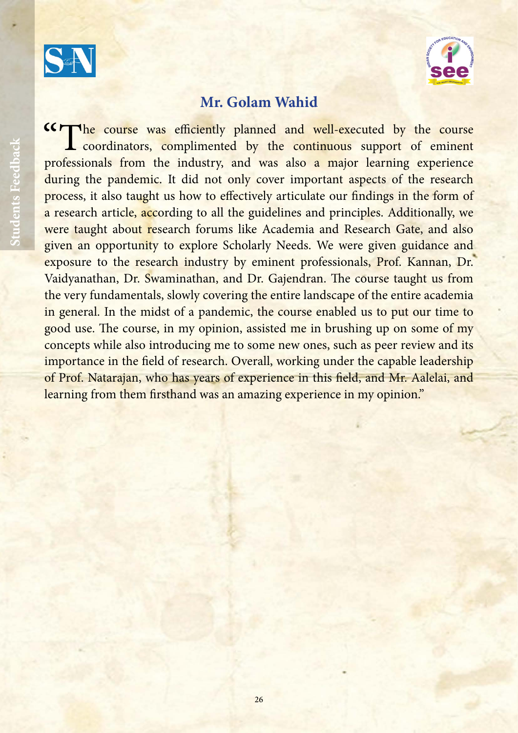## Mr. Golam Wahid

"The course was efficiently planned and well-executed by the course coordinators, complimented by the continuous support of eminent professionals from the industry, and was also a major learning experience during the pandemic. It did not only cover important aspects of the research process, it also taught us how to effectively articulate our findings in the form of a research article, according to all the guidelines and principles. Additionally, we were taught about research forums like Academia and Research Gate, and also given an opportunity to explore Scholarly Needs. We were given guidance and exposure to the research industry by eminent professionals, Prof. Kannan, Dr. Vaidyanathan, Dr. Swaminathan, and Dr. Gajendran. The course taught us from the very fundamentals, slowly covering the entire landscape of the entire academia in general. In the midst of a pandemic, the course enabled us to put our time to good use. The course, in my opinion, assisted me in brushing up on some of my concepts while also introducing me to some new ones, such as peer review and its importance in the field of research. Overall, working under the capable leadership of Prof. Natarajan, who has years of experience in this field, and Mr. Aalelai, and learning from them firsthand was an amazing experience in my opinion."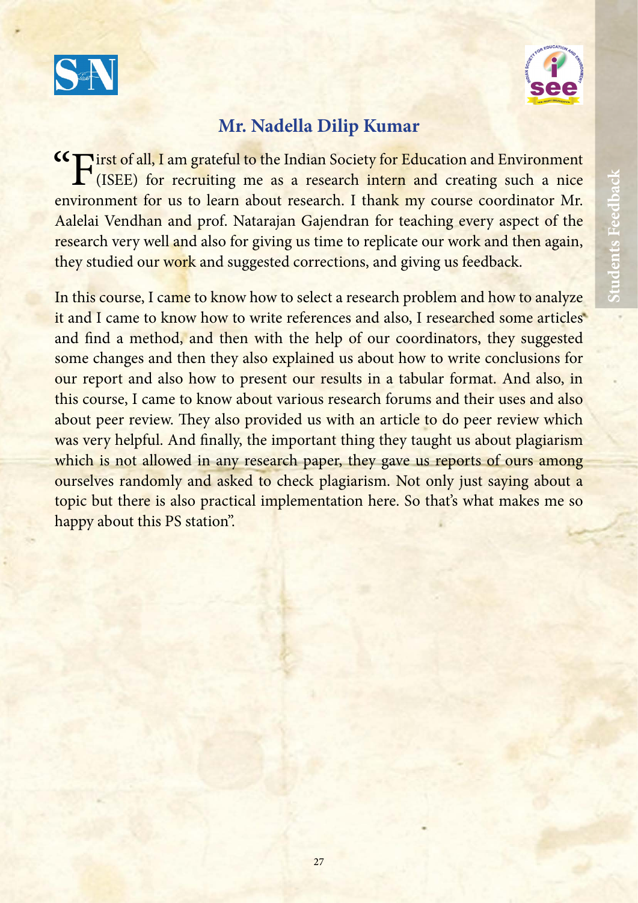## Mr. Nadella Dilip Kumar

"First of all, I am grateful to the Indian Society for Education and Environment (ISEE) for recruiting me as a research intern and creating such a nice environment for us to learn about research. I thank my course coordinator Mr. Aalelai Vendhan and prof. Natarajan Gajendran for teaching every aspect of the research very well and also for giving us time to replicate our work and then again, they studied our work and suggested corrections, and giving us feedback.

In this course, I came to know how to select a research problem and how to analyze it and I came to know how to write references and also, I researched some articles and find a method, and then with the help of our coordinators, they suggested some changes and then they also explained us about how to write conclusions for our report and also how to present our results in a tabular format. And also, in this course, I came to know about various research forums and their uses and also about peer review. They also provided us with an article to do peer review which was very helpful. And finally, the important thing they taught us about plagiarism which is not allowed in any research paper, they gave us reports of ours among ourselves randomly and asked to check plagiarism. Not only just saying about a topic but there is also practical implementation here. So that's what makes me so happy about this PS station".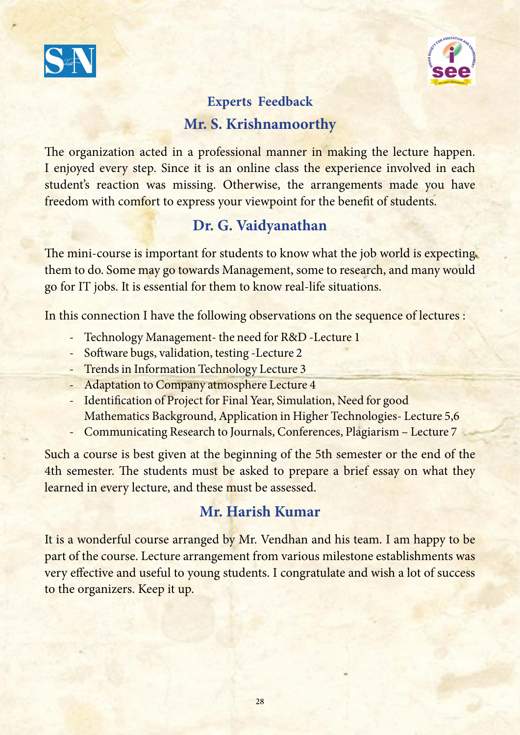## Experts Feedback

### Mr. S. Krishnamoorthy

The organization acted in a professional manner in making the lecture happen. I enjoyed every step. Since it is an online class the experience involved in each student's reaction was missing. Otherwise, the arrangements made you have freedom with comfort to express your viewpoint for the benefit of students.

### Dr. G. Vaidyanathan

The mini-course is important for students to know what the job world is expecting them to do. Some may go towards Management, some to research, and many would go for IT jobs. It is essential for them to know real-life situations.

In this connection I have the following observations on the sequence of lectures :

- Technology Management- the need for R&D -Lecture 1
- Software bugs, validation, testing -Lecture 2
- Trends in Information Technology Lecture 3
- Adaptation to Company atmosphere Lecture 4
- Identification of Project for Final Year, Simulation, Need for good Mathematics Background, Application in Higher Technologies- Lecture 5,6
- Communicating Research to Journals, Conferences, Plagiarism – Lecture 7

Such a course is best given at the beginning of the 5th semester or the end of the 4th semester. The students must be asked to prepare a brief essay on what they learned in every lecture, and these must be assessed.

### Mr. Harish Kumar

It is a wonderful course arranged by Mr. Vendhan and his team. I am happy to be part of the course. Lecture arrangement from various milestone establishments was very effective and useful to young students. I congratulate and wish a lot of success to the organizers. Keep it up.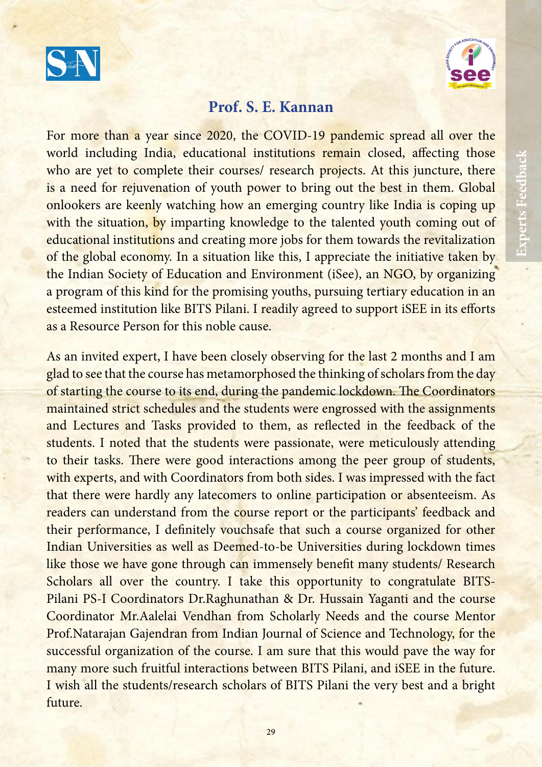## Prof. S. E. Kannan

For more than a year since 2020, the COVID-19 pandemic spread all over the world including India, educational institutions remain closed, affecting those who are yet to complete their courses/ research projects. At this juncture, there is a need for rejuvenation of youth power to bring out the best in them. Global onlookers are keenly watching how an emerging country like India is coping up with the situation, by imparting knowledge to the talented youth coming out of educational institutions and creating more jobs for them towards the revitalization of the global economy. In a situation like this, I appreciate the initiative taken by the Indian Society of Education and Environment (iSee), an NGO, by organizing a program of this kind for the promising youths, pursuing tertiary education in an esteemed institution like BITS Pilani. I readily agreed to support iSEE in its efforts as a Resource Person for this noble cause.

As an invited expert, I have been closely observing for the last 2 months and I am glad to see that the course has metamorphosed the thinking of scholars from the day of starting the course to its end, during the pandemic lockdown. The Coordinators maintained strict schedules and the students were engrossed with the assignments and Lectures and Tasks provided to them, as reflected in the feedback of the students. I noted that the students were passionate, were meticulously attending to their tasks. There were good interactions among the peer group of students, with experts, and with Coordinators from both sides. I was impressed with the fact that there were hardly any latecomers to online participation or absenteeism. As readers can understand from the course report or the participants' feedback and their performance, I definitely vouchsafe that such a course organized for other Indian Universities as well as Deemed-to-be Universities during lockdown times like those we have gone through can immensely benefit many students/ Research Scholars all over the country. I take this opportunity to congratulate BITS-Pilani PS-I Coordinators Dr.Raghunathan & Dr. Hussain Yaganti and the course Coordinator Mr.Aalelai Vendhan from Scholarly Needs and the course Mentor Prof.Natarajan Gajendran from Indian Journal of Science and Technology, for the successful organization of the course. I am sure that this would pave the way for many more such fruitful interactions between BITS Pilani, and iSEE in the future. I wish all the students/research scholars of BITS Pilani the very best and a bright future.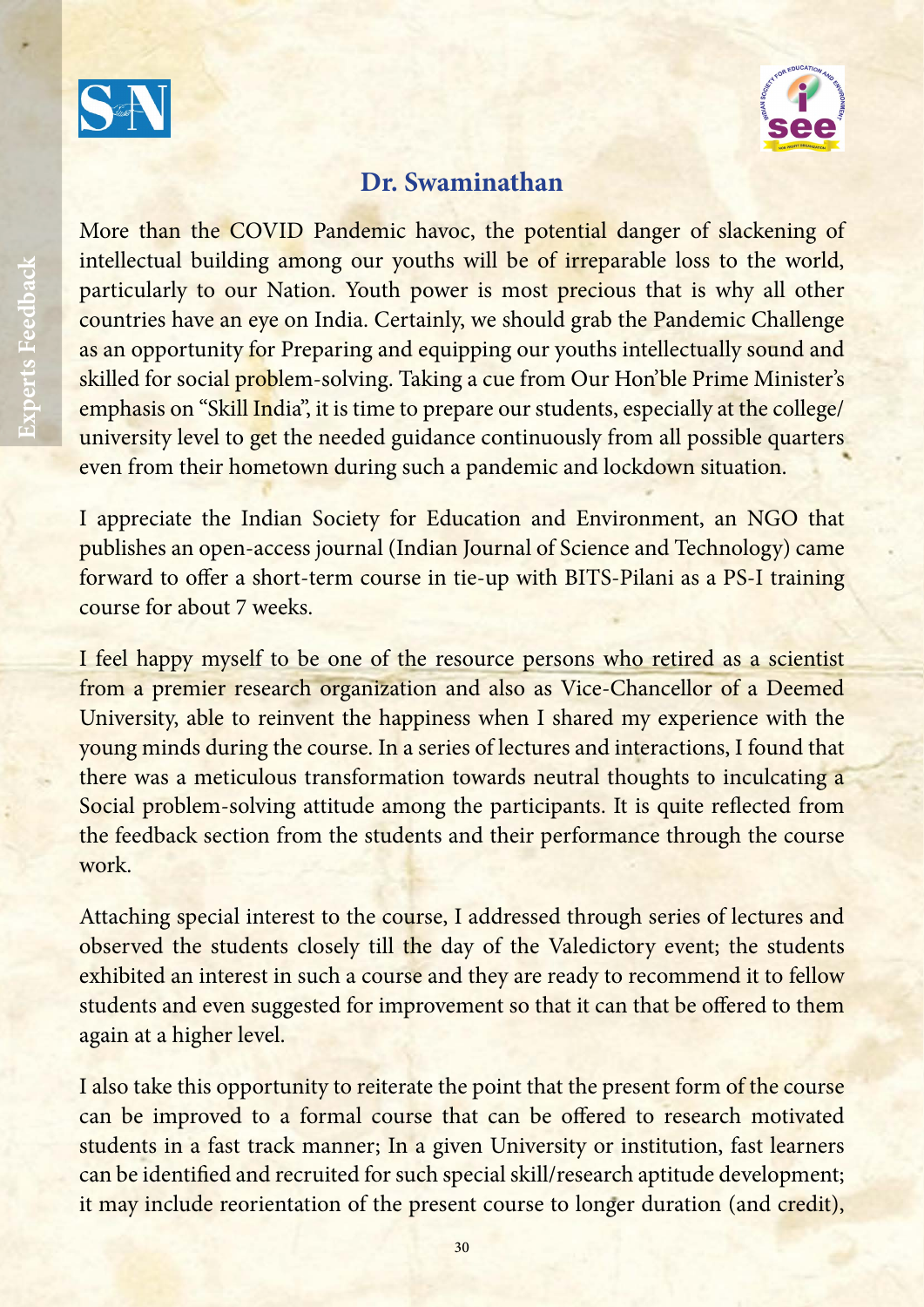## Dr. Swaminathan

More than the COVID Pandemic havoc, the potential danger of slackening of intellectual building among our youths will be of irreparable loss to the world, particularly to our Nation. Youth power is most precious that is why all other countries have an eye on India. Certainly, we should grab the Pandemic Challenge as an opportunity for Preparing and equipping our youths intellectually sound and skilled for social problem-solving. Taking a cue from Our Hon'ble Prime Minister's emphasis on "Skill India", it is time to prepare our students, especially at the college/ university level to get the needed guidance continuously from all possible quarters even from their hometown during such a pandemic and lockdown situation.

I appreciate the Indian Society for Education and Environment, an NGO that publishes an open-access journal (Indian Journal of Science and Technology) came forward to offer a short-term course in tie-up with BITS-Pilani as a PS-I training course for about 7 weeks.

I feel happy myself to be one of the resource persons who retired as a scientist from a premier research organization and also as Vice-Chancellor of a Deemed University, able to reinvent the happiness when I shared my experience with the young minds during the course. In a series of lectures and interactions, I found that there was a meticulous transformation towards neutral thoughts to inculcating a Social problem-solving attitude among the participants. It is quite reflected from the feedback section from the students and their performance through the course work.

Attaching special interest to the course, I addressed through series of lectures and observed the students closely till the day of the Valedictory event; the students exhibited an interest in such a course and they are ready to recommend it to fellow students and even suggested for improvement so that it can that be offered to them again at a higher level.

I also take this opportunity to reiterate the point that the present form of the course can be improved to a formal course that can be offered to research motivated students in a fast track manner; In a given University or institution, fast learners can be identified and recruited for such special skill/research aptitude development; it may include reorientation of the present course to longer duration (and credit),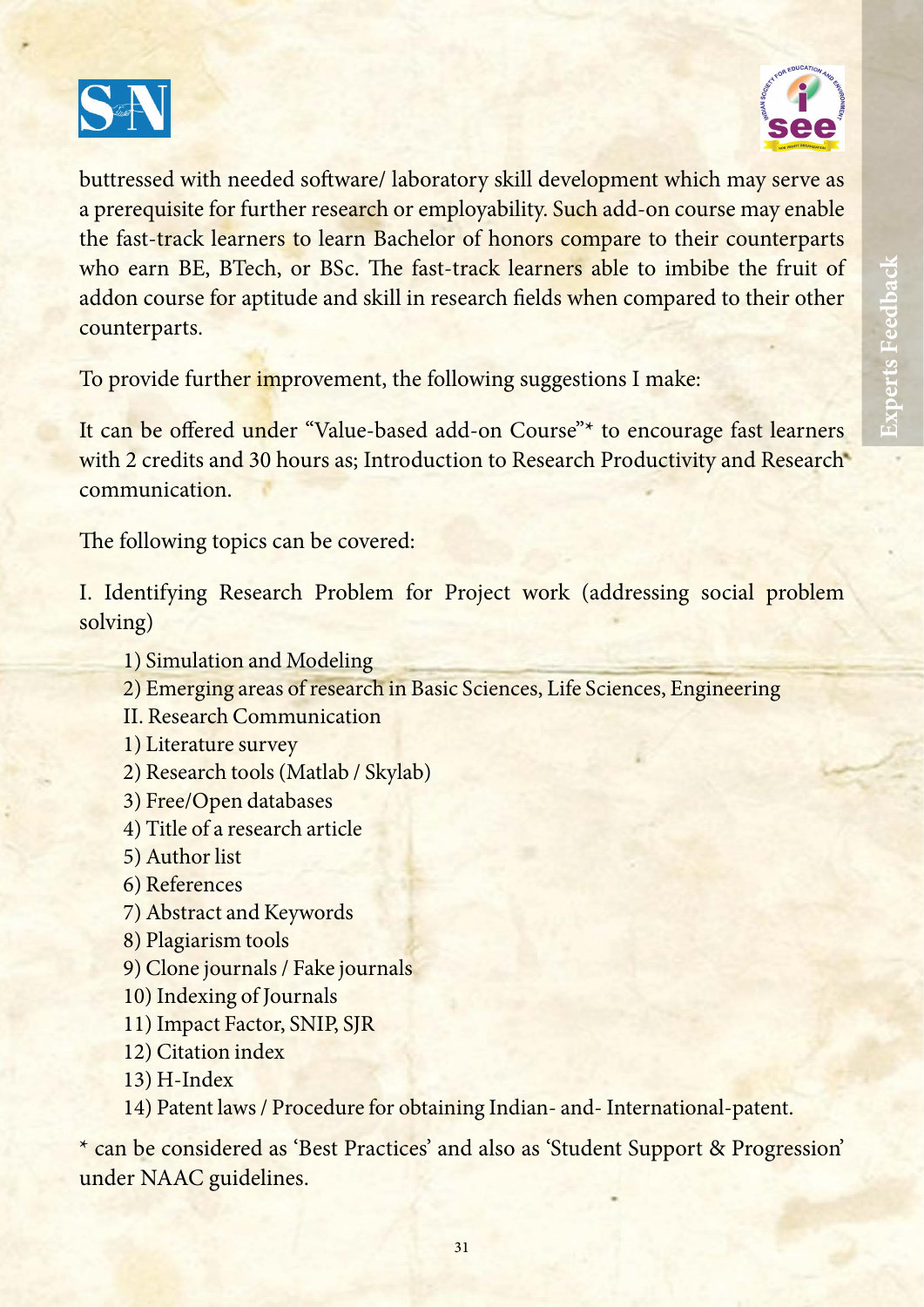buttressed with needed software/ laboratory skill development which may serve as a prerequisite for further research or employability. Such add-on course may enable the fast-track learners to learn Bachelor of honors compare to their counterparts who earn BE, BTech, or BSc. The fast-track learners able to imbibe the fruit of addon course for aptitude and skill in research fields when compared to their other counterparts.

To provide further improvement, the following suggestions I make:

It can be offered under "Value-based add-on Course"* to encourage fast learners with 2 credits and 30 hours as; Introduction to Research Productivity and Research communication.

The following topics can be covered:

I. Identifying Research Problem for Project work (addressing social problem solving)

1) Simulation and Modeling
2) Emerging areas of research in Basic Sciences, Life Sciences, Engineering

II. Research Communication

1) Literature survey
2) Research tools (Matlab / Skylab)
3) Free/Open databases
4) Title of a research article
5) Author list
6) References
7) Abstract and Keywords
8) Plagiarism tools
9) Clone journals / Fake journals
10) Indexing of Journals
11) Impact Factor, SNIP, SJR
12) Citation index
13) H-Index
14) Patent laws / Procedure for obtaining Indian- and- International-patent.

* can be considered as 'Best Practices' and also as 'Student Support & Progression' under NAAC guidelines.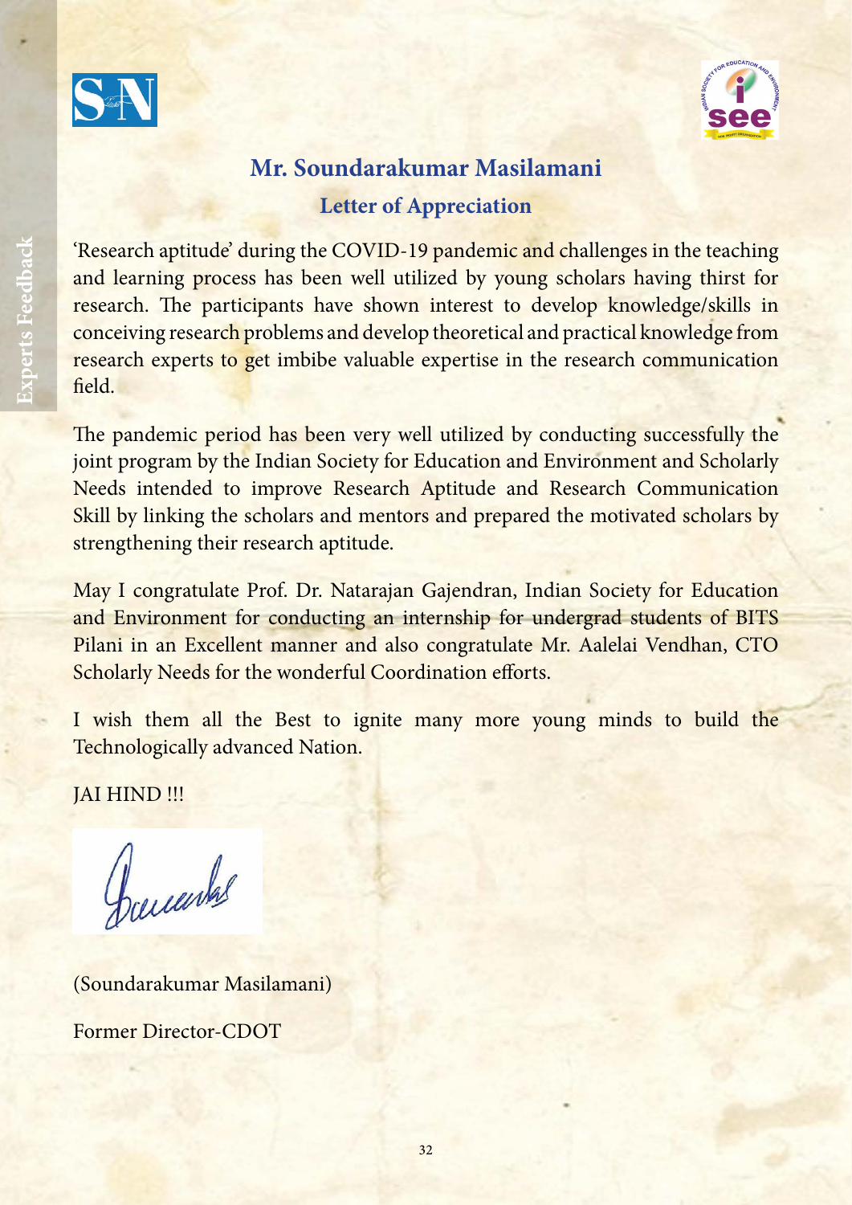## Mr. Soundarakumar Masilamani

### Letter of Appreciation

'Research aptitude' during the COVID-19 pandemic and challenges in the teaching and learning process has been well utilized by young scholars having thirst for research. The participants have shown interest to develop knowledge/skills in conceiving research problems and develop theoretical and practical knowledge from research experts to get imbibe valuable expertise in the research communication field.

The pandemic period has been very well utilized by conducting successfully the joint program by the Indian Society for Education and Environment and Scholarly Needs intended to improve Research Aptitude and Research Communication Skill by linking the scholars and mentors and prepared the motivated scholars by strengthening their research aptitude.

May I congratulate Prof. Dr. Natarajan Gajendran, Indian Society for Education and Environment for conducting an internship for undergrad students of BITS Pilani in an Excellent manner and also congratulate Mr. Aalelai Vendhan, CTO Scholarly Needs for the wonderful Coordination efforts.

I wish them all the Best to ignite many more young minds to build the Technologically advanced Nation.

JAI HIND !!!

(Soundarakumar Masilamani)

Former Director-CDOT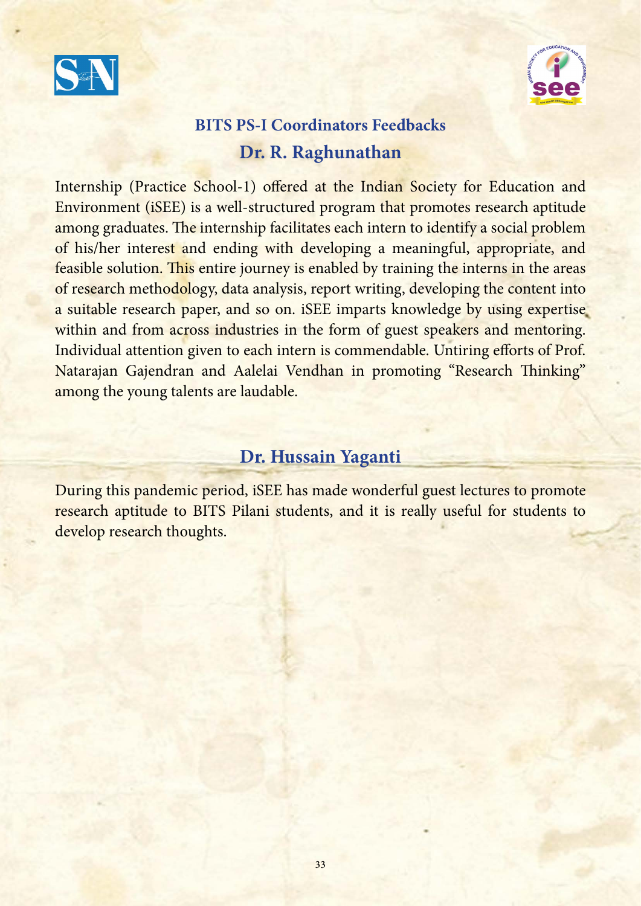## BITS PS-I Coordinators Feedbacks

### Dr. R. Raghunathan

Internship (Practice School-1) offered at the Indian Society for Education and Environment (iSEE) is a well-structured program that promotes research aptitude among graduates. The internship facilitates each intern to identify a social problem of his/her interest and ending with developing a meaningful, appropriate, and feasible solution. This entire journey is enabled by training the interns in the areas of research methodology, data analysis, report writing, developing the content into a suitable research paper, and so on. iSEE imparts knowledge by using expertise within and from across industries in the form of guest speakers and mentoring. Individual attention given to each intern is commendable. Untiring efforts of Prof. Natarajan Gajendran and Aalelai Vendhan in promoting "Research Thinking" among the young talents are laudable.

### Dr. Hussain Yaganti

During this pandemic period, iSEE has made wonderful guest lectures to promote research aptitude to BITS Pilani students, and it is really useful for students to develop research thoughts.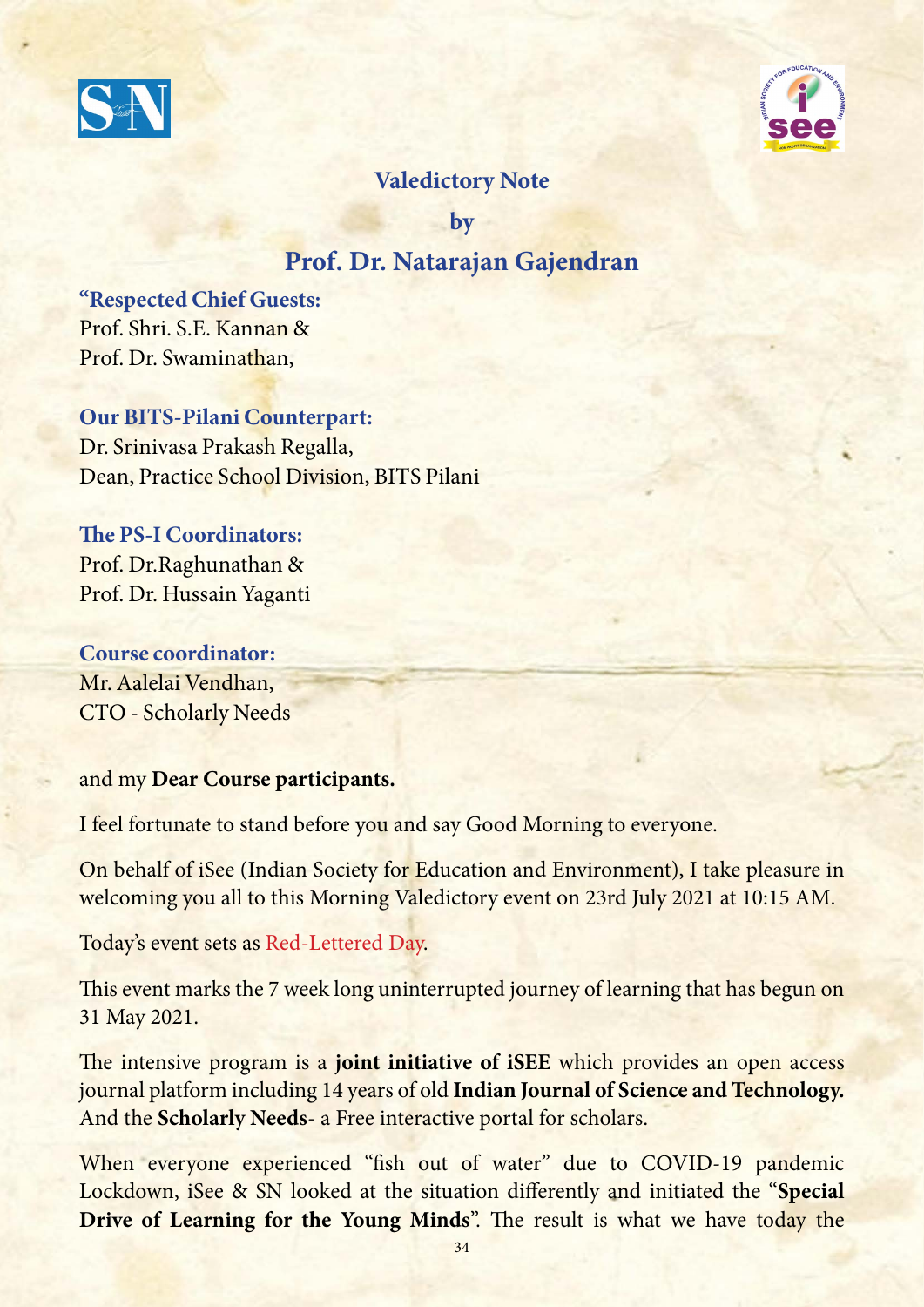## Valedictory Note

### by

## Prof. Dr. Natarajan Gajendran

**"Respected Chief Guests:**
Prof. Shri. S.E. Kannan &
Prof. Dr. Swaminathan,

**Our BITS-Pilani Counterpart:**
Dr. Srinivasa Prakash Regalla,
Dean, Practice School Division, BITS Pilani

**The PS-I Coordinators:**
Prof. Dr.Raghunathan &
Prof. Dr. Hussain Yaganti

**Course coordinator:**
Mr. Aalelai Vendhan,
CTO - Scholarly Needs

and my **Dear Course participants.**

I feel fortunate to stand before you and say Good Morning to everyone.

On behalf of iSee (Indian Society for Education and Environment), I take pleasure in welcoming you all to this Morning Valedictory event on 23rd July 2021 at 10:15 AM.

Today's event sets as Red-Lettered Day.

This event marks the 7 week long uninterrupted journey of learning that has begun on 31 May 2021.

The intensive program is a **joint initiative of iSEE** which provides an open access journal platform including 14 years of old **Indian Journal of Science and Technology.** And the **Scholarly Needs**- a Free interactive portal for scholars.

When everyone experienced "fish out of water" due to COVID-19 pandemic Lockdown, iSee & SN looked at the situation differently and initiated the "**Special Drive of Learning for the Young Minds**". The result is what we have today the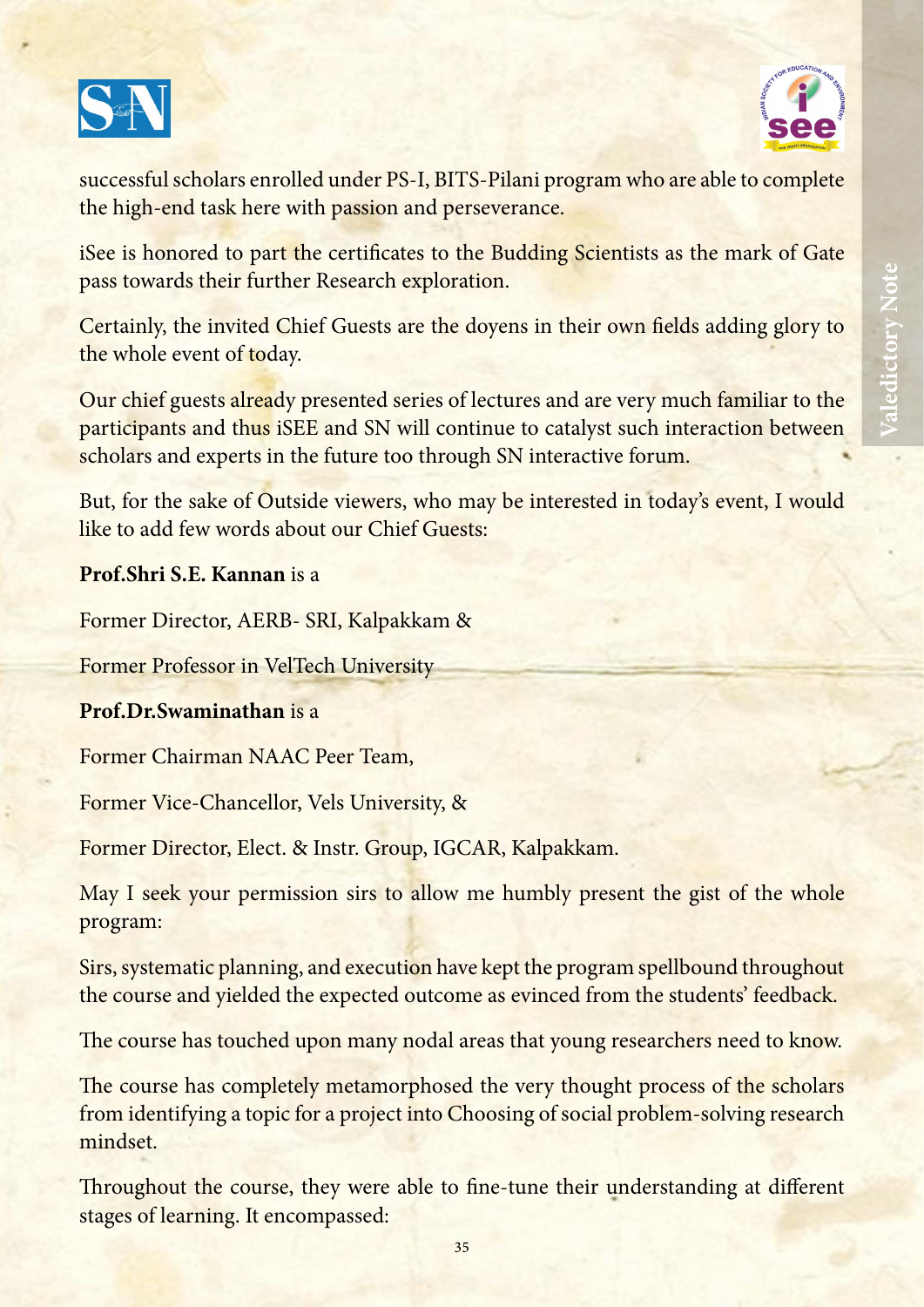successful scholars enrolled under PS-I, BITS-Pilani program who are able to complete the high-end task here with passion and perseverance.

iSee is honored to part the certificates to the Budding Scientists as the mark of Gate pass towards their further Research exploration.

Certainly, the invited Chief Guests are the doyens in their own fields adding glory to the whole event of today.

Our chief guests already presented series of lectures and are very much familiar to the participants and thus iSEE and SN will continue to catalyst such interaction between scholars and experts in the future too through SN interactive forum.

But, for the sake of Outside viewers, who may be interested in today's event, I would like to add few words about our Chief Guests:

**Prof.Shri S.E. Kannan** is a

Former Director, AERB- SRI, Kalpakkam &

Former Professor in VelTech University

**Prof.Dr.Swaminathan** is a

Former Chairman NAAC Peer Team,

Former Vice-Chancellor, Vels University, &

Former Director, Elect. & Instr. Group, IGCAR, Kalpakkam.

May I seek your permission sirs to allow me humbly present the gist of the whole program:

Sirs, systematic planning, and execution have kept the program spellbound throughout the course and yielded the expected outcome as evinced from the students' feedback.

The course has touched upon many nodal areas that young researchers need to know.

The course has completely metamorphosed the very thought process of the scholars from identifying a topic for a project into Choosing of social problem-solving research mindset.

Throughout the course, they were able to fine-tune their understanding at different stages of learning. It encompassed: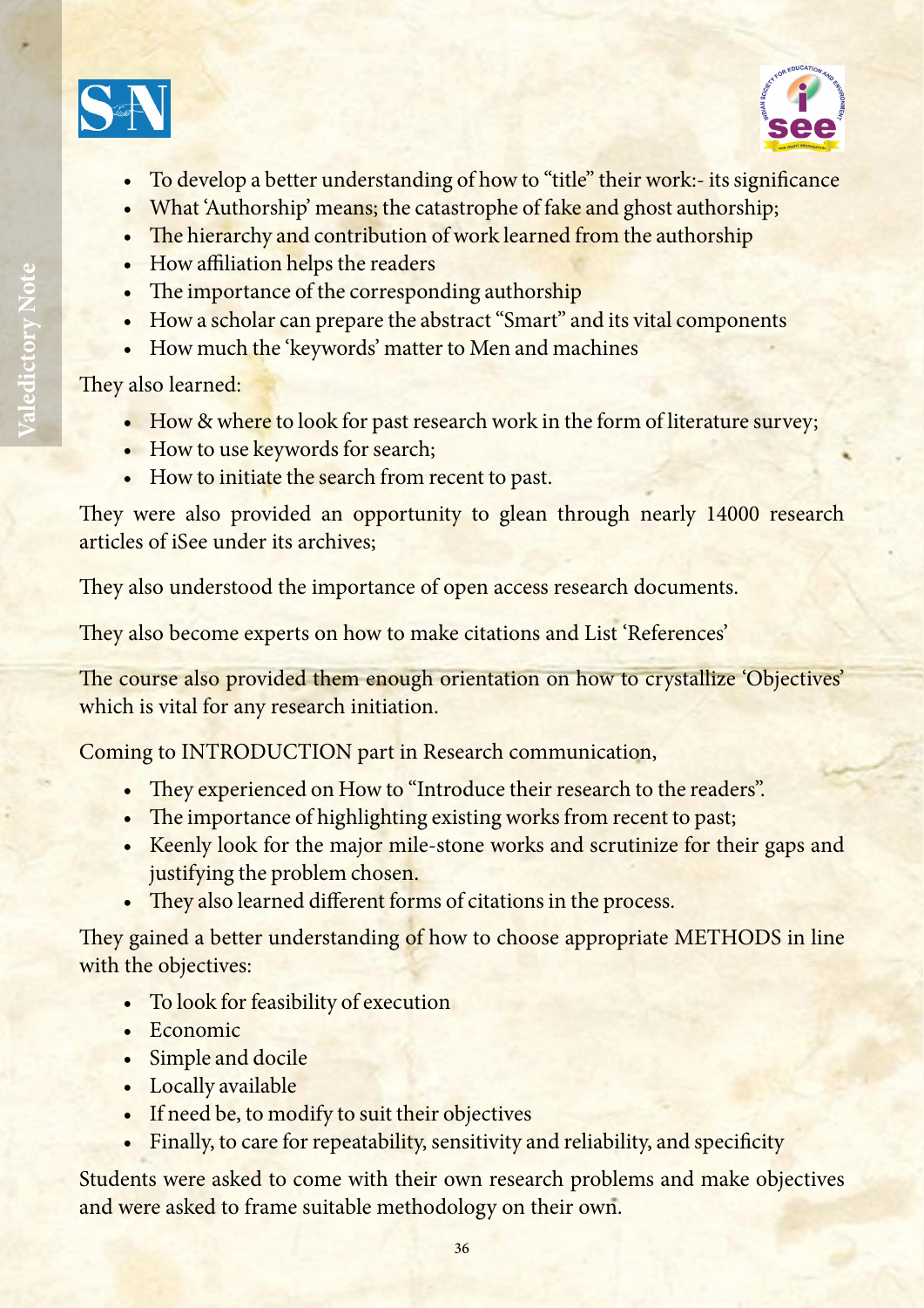- To develop a better understanding of how to "title" their work:- its significance
- What 'Authorship' means; the catastrophe of fake and ghost authorship;
- The hierarchy and contribution of work learned from the authorship
- How affiliation helps the readers
- The importance of the corresponding authorship
- How a scholar can prepare the abstract "Smart" and its vital components
- How much the 'keywords' matter to Men and machines

They also learned:

- How & where to look for past research work in the form of literature survey;
- How to use keywords for search;
- How to initiate the search from recent to past.

They were also provided an opportunity to glean through nearly 14000 research articles of iSee under its archives;

They also understood the importance of open access research documents.

They also become experts on how to make citations and List 'References'

The course also provided them enough orientation on how to crystallize 'Objectives' which is vital for any research initiation.

Coming to INTRODUCTION part in Research communication,

- They experienced on How to "Introduce their research to the readers".
- The importance of highlighting existing works from recent to past;
- Keenly look for the major mile-stone works and scrutinize for their gaps and justifying the problem chosen.
- They also learned different forms of citations in the process.

They gained a better understanding of how to choose appropriate METHODS in line with the objectives:

- To look for feasibility of execution
- Economic
- Simple and docile
- Locally available
- If need be, to modify to suit their objectives
- Finally, to care for repeatability, sensitivity and reliability, and specificity

Students were asked to come with their own research problems and make objectives and were asked to frame suitable methodology on their own.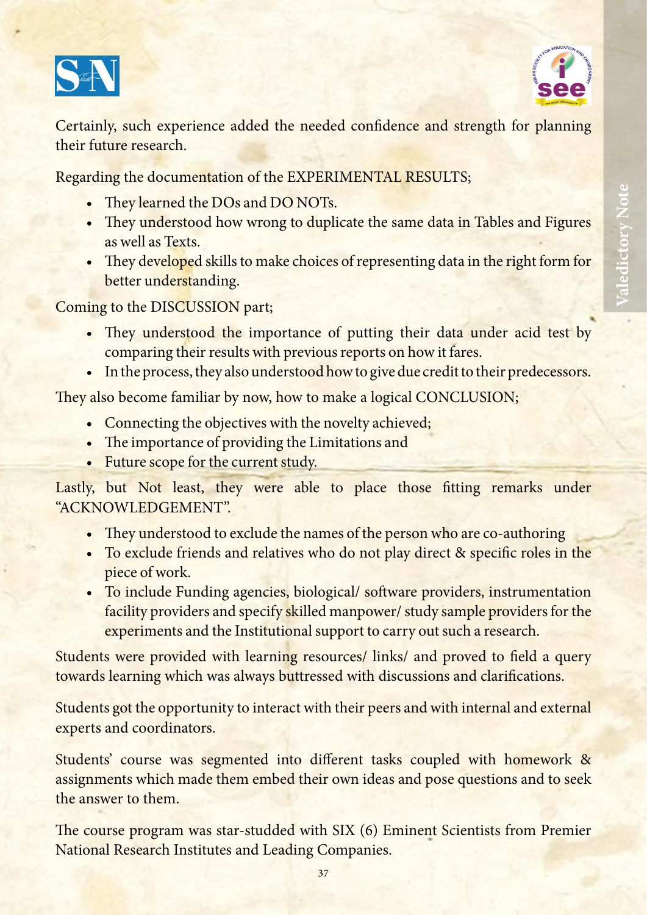Certainly, such experience added the needed confidence and strength for planning their future research.

Regarding the documentation of the EXPERIMENTAL RESULTS;

- They learned the DOs and DO NOTs.
- They understood how wrong to duplicate the same data in Tables and Figures as well as Texts.
- They developed skills to make choices of representing data in the right form for better understanding.

Coming to the DISCUSSION part;

- They understood the importance of putting their data under acid test by comparing their results with previous reports on how it fares.
- In the process, they also understood how to give due credit to their predecessors.

They also become familiar by now, how to make a logical CONCLUSION;

- Connecting the objectives with the novelty achieved;
- The importance of providing the Limitations and
- Future scope for the current study.

Lastly, but Not least, they were able to place those fitting remarks under "ACKNOWLEDGEMENT".

- They understood to exclude the names of the person who are co-authoring
- To exclude friends and relatives who do not play direct & specific roles in the piece of work.
- To include Funding agencies, biological/ software providers, instrumentation facility providers and specify skilled manpower/ study sample providers for the experiments and the Institutional support to carry out such a research.

Students were provided with learning resources/ links/ and proved to field a query towards learning which was always buttressed with discussions and clarifications.

Students got the opportunity to interact with their peers and with internal and external experts and coordinators.

Students' course was segmented into different tasks coupled with homework & assignments which made them embed their own ideas and pose questions and to seek the answer to them.

The course program was star-studded with SIX (6) Eminent Scientists from Premier National Research Institutes and Leading Companies.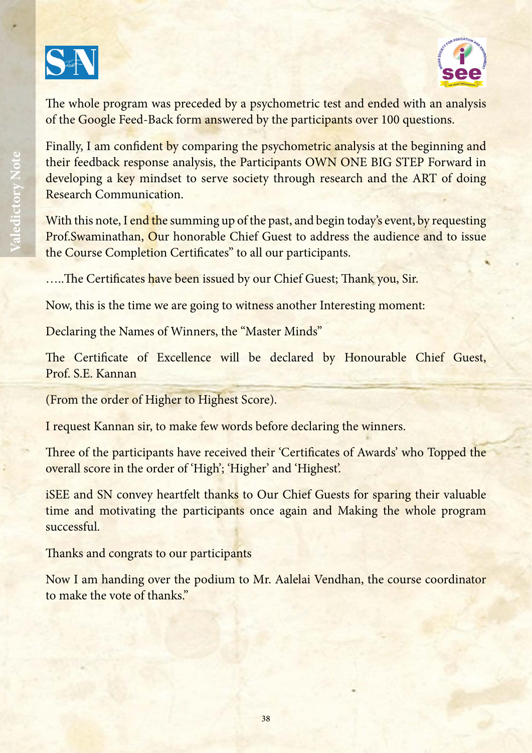The whole program was preceded by a psychometric test and ended with an analysis of the Google Feed-Back form answered by the participants over 100 questions.

Finally, I am confident by comparing the psychometric analysis at the beginning and their feedback response analysis, the Participants OWN ONE BIG STEP Forward in developing a key mindset to serve society through research and the ART of doing Research Communication.

With this note, I end the summing up of the past, and begin today's event, by requesting Prof.Swaminathan, Our honorable Chief Guest to address the audience and to issue the Course Completion Certificates" to all our participants.

…..The Certificates have been issued by our Chief Guest; Thank you, Sir.

Now, this is the time we are going to witness another Interesting moment:

Declaring the Names of Winners, the "Master Minds"

The Certificate of Excellence will be declared by Honourable Chief Guest, Prof. S.E. Kannan

(From the order of Higher to Highest Score).

I request Kannan sir, to make few words before declaring the winners.

Three of the participants have received their 'Certificates of Awards' who Topped the overall score in the order of 'High'; 'Higher' and 'Highest'.

iSEE and SN convey heartfelt thanks to Our Chief Guests for sparing their valuable time and motivating the participants once again and Making the whole program successful.

Thanks and congrats to our participants

Now I am handing over the podium to Mr. Aalelai Vendhan, the course coordinator to make the vote of thanks."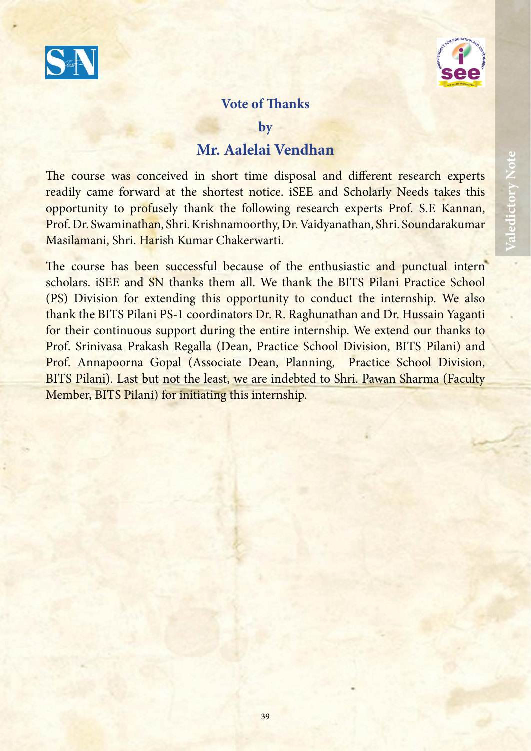## Vote of Thanks

**by**

## Mr. Aalelai Vendhan

The course was conceived in short time disposal and different research experts readily came forward at the shortest notice. iSEE and Scholarly Needs takes this opportunity to profusely thank the following research experts Prof. S.E Kannan, Prof. Dr. Swaminathan, Shri. Krishnamoorthy, Dr. Vaidyanathan, Shri. Soundarakumar Masilamani, Shri. Harish Kumar Chakerwarti.

The course has been successful because of the enthusiastic and punctual intern scholars. iSEE and SN thanks them all. We thank the BITS Pilani Practice School (PS) Division for extending this opportunity to conduct the internship. We also thank the BITS Pilani PS-1 coordinators Dr. R. Raghunathan and Dr. Hussain Yaganti for their continuous support during the entire internship. We extend our thanks to Prof. Srinivasa Prakash Regalla (Dean, Practice School Division, BITS Pilani) and Prof. Annapoorna Gopal (Associate Dean, Planning, Practice School Division, BITS Pilani). Last but not the least, we are indebted to Shri. Pawan Sharma (Faculty Member, BITS Pilani) for initiating this internship.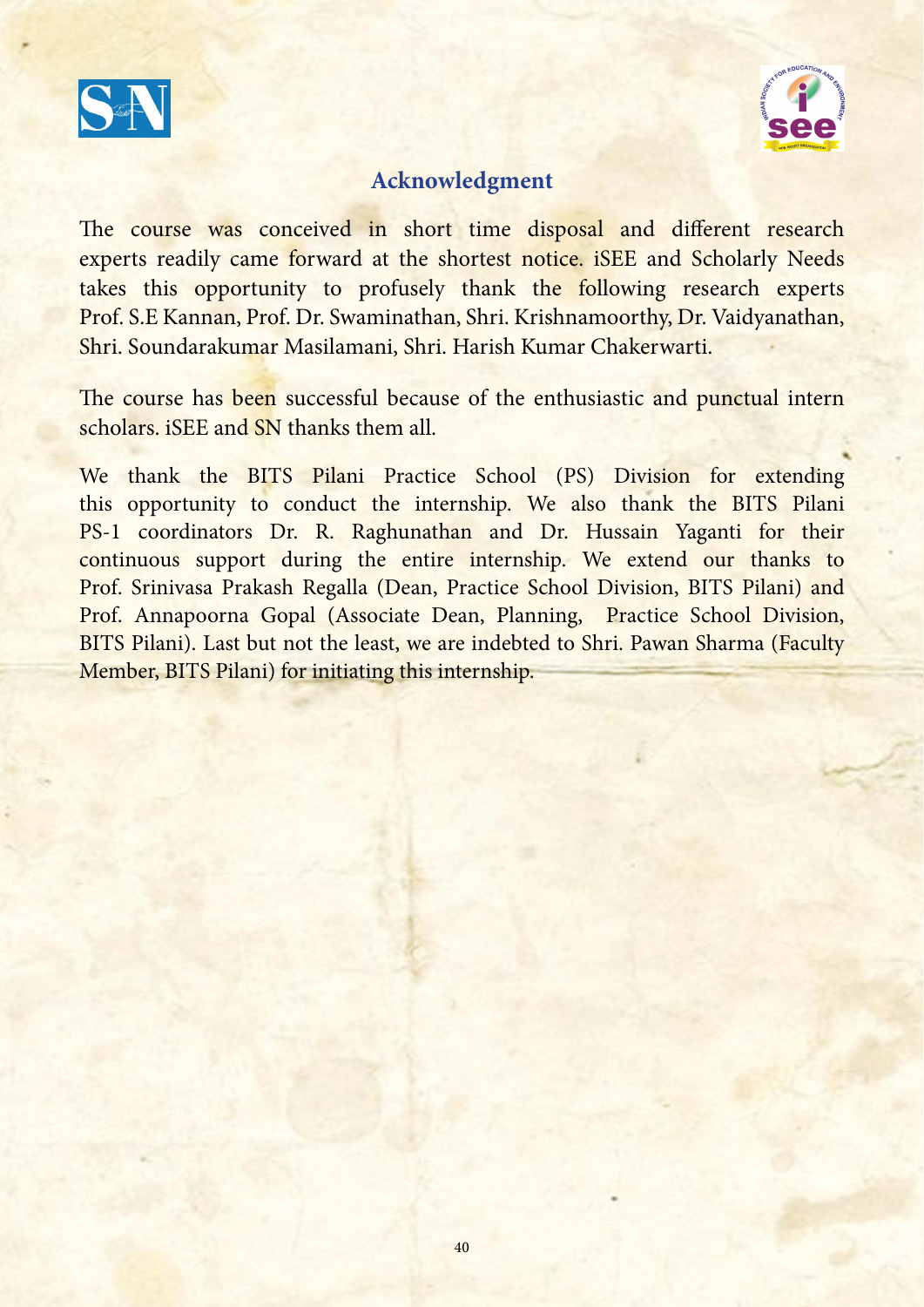## Acknowledgment

The course was conceived in short time disposal and different research experts readily came forward at the shortest notice. iSEE and Scholarly Needs takes this opportunity to profusely thank the following research experts Prof. S.E Kannan, Prof. Dr. Swaminathan, Shri. Krishnamoorthy, Dr. Vaidyanathan, Shri. Soundarakumar Masilamani, Shri. Harish Kumar Chakerwarti.

The course has been successful because of the enthusiastic and punctual intern scholars. iSEE and SN thanks them all.

We thank the BITS Pilani Practice School (PS) Division for extending this opportunity to conduct the internship. We also thank the BITS Pilani PS-1 coordinators Dr. R. Raghunathan and Dr. Hussain Yaganti for their continuous support during the entire internship. We extend our thanks to Prof. Srinivasa Prakash Regalla (Dean, Practice School Division, BITS Pilani) and Prof. Annapoorna Gopal (Associate Dean, Planning, Practice School Division, BITS Pilani). Last but not the least, we are indebted to Shri. Pawan Sharma (Faculty Member, BITS Pilani) for initiating this internship.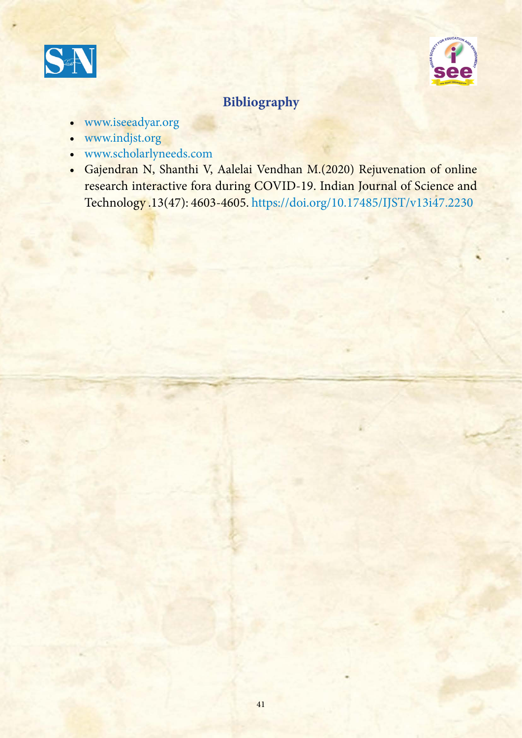## Bibliography

- www.iseeadyar.org
- www.indjst.org
- www.scholarlyneeds.com
- Gajendran N, Shanthi V, Aalelai Vendhan M.(2020) Rejuvenation of online research interactive fora during COVID-19. Indian Journal of Science and Technology .13(47): 4603-4605. https://doi.org/10.17485/IJST/v13i47.2230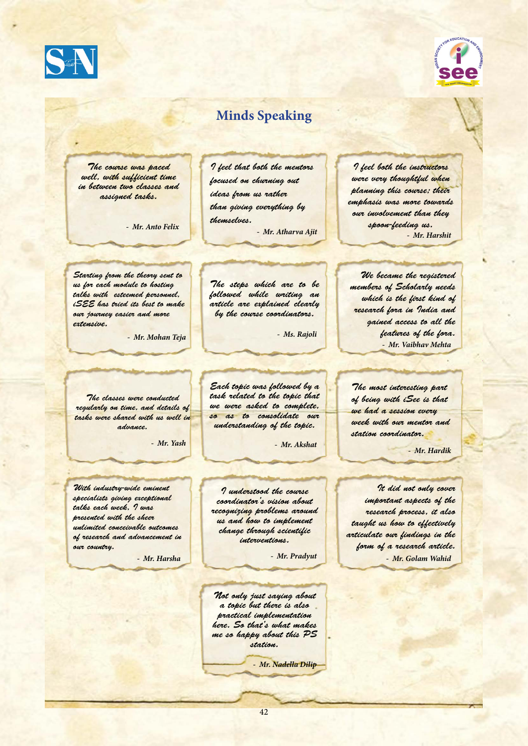# Minds Speaking

*The course was paced well, with sufficient time in between two classes and assigned tasks.*

- Mr. Anto Felix

*I feel that both the mentors focused on churning out ideas from us rather than giving everything by themselves.*

- Mr. Atharva Ajit

*I feel both the instructors were very thoughtful when planning this course; their emphasis was more towards our involvement than they spoon-feeding us.*

- Mr. Harshit

*Starting from the theory sent to us for each module to hosting talks with esteemed personnel, iSEE has tried its best to make our journey easier and more extensive.*

- Mr. Mohan Teja

*The steps which are to be followed while writing an article are explained clearly by the course coordinators.*

- Ms. Rajoli

*We became the registered members of Scholarly needs which is the first kind of research fora in India and gained access to all the features of the fora.*

- Mr. Vaibhav Mehta

*The classes were conducted regularly on time, and details of tasks were shared with us well in advance.*

- Mr. Yash

*Each topic was followed by a task related to the topic that we were asked to complete, so as to consolidate our understanding of the topic.*

- Mr. Akshat

*The most interesting part of being with iSee is that we had a session every week with our mentor and station coordinator.*

- Mr. Hardik

*With industry-wide eminent specialists giving exceptional talks each week, I was presented with the sheer unlimited conceivable outcomes of research and advancement in our country.*

- Mr. Harsha

*I understood the course coordinator's vision about recognizing problems around us and how to implement change through scientific interventions.*

- Mr. Pradyut

*It did not only cover important aspects of the research process, it also taught us how to effectively articulate our findings in the form of a research article.*

- Mr. Golam Wahid

*Not only just saying about a topic but there is also practical implementation here. So that's what makes me so happy about this PS station.*

- Mr. Nadella Dilip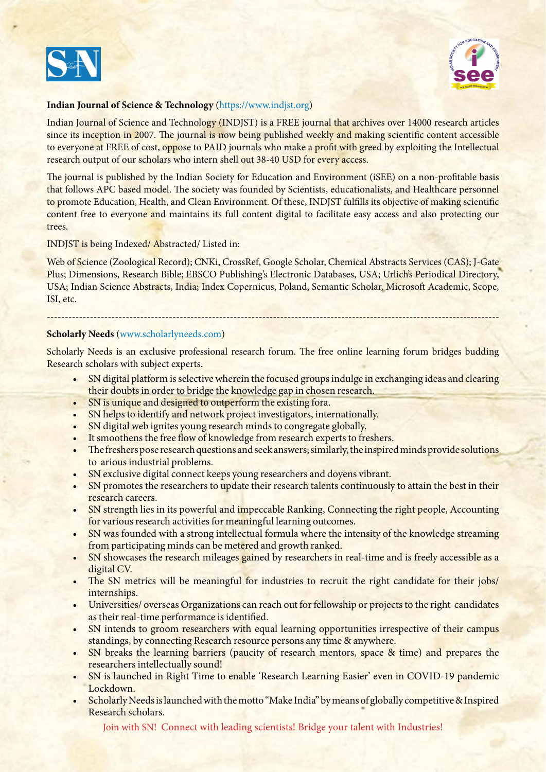**Indian Journal of Science & Technology** (https://www.indjst.org)

Indian Journal of Science and Technology (INDJST) is a FREE journal that archives over 14000 research articles since its inception in 2007. The journal is now being published weekly and making scientific content accessible to everyone at FREE of cost, oppose to PAID journals who make a profit with greed by exploiting the Intellectual research output of our scholars who intern shell out 38-40 USD for every access.

The journal is published by the Indian Society for Education and Environment (iSEE) on a non-profitable basis that follows APC based model. The society was founded by Scientists, educationalists, and Healthcare personnel to promote Education, Health, and Clean Environment. Of these, INDJST fulfills its objective of making scientific content free to everyone and maintains its full content digital to facilitate easy access and also protecting our trees.

INDJST is being Indexed/ Abstracted/ Listed in:

Web of Science (Zoological Record); CNKi, CrossRef, Google Scholar, Chemical Abstracts Services (CAS); J-Gate Plus; Dimensions, Research Bible; EBSCO Publishing's Electronic Databases, USA; Urlich's Periodical Directory, USA; Indian Science Abstracts, India; Index Copernicus, Poland, Semantic Scholar, Microsoft Academic, Scope, ISI, etc.

---

**Scholarly Needs** (www.scholarlyneeds.com)

Scholarly Needs is an exclusive professional research forum. The free online learning forum bridges budding Research scholars with subject experts.

- SN digital platform is selective wherein the focused groups indulge in exchanging ideas and clearing their doubts in order to bridge the knowledge gap in chosen research.
- SN is unique and designed to outperform the existing fora.
- SN helps to identify and network project investigators, internationally.
- SN digital web ignites young research minds to congregate globally.
- It smoothens the free flow of knowledge from research experts to freshers.
- The freshers pose research questions and seek answers; similarly, the inspired minds provide solutions to arious industrial problems.
- SN exclusive digital connect keeps young researchers and doyens vibrant.
- SN promotes the researchers to update their research talents continuously to attain the best in their research careers.
- SN strength lies in its powerful and impeccable Ranking, Connecting the right people, Accounting for various research activities for meaningful learning outcomes.
- SN was founded with a strong intellectual formula where the intensity of the knowledge streaming from participating minds can be metered and growth ranked.
- SN showcases the research mileages gained by researchers in real-time and is freely accessible as a digital CV.
- The SN metrics will be meaningful for industries to recruit the right candidate for their jobs/ internships.
- Universities/ overseas Organizations can reach out for fellowship or projects to the right candidates as their real-time performance is identified.
- SN intends to groom researchers with equal learning opportunities irrespective of their campus standings, by connecting Research resource persons any time & anywhere.
- SN breaks the learning barriers (paucity of research mentors, space & time) and prepares the researchers intellectually sound!
- SN is launched in Right Time to enable 'Research Learning Easier' even in COVID-19 pandemic Lockdown.
- Scholarly Needs is launched with the motto "Make India" by means of globally competitive & Inspired Research scholars.

Join with SN! Connect with leading scientists! Bridge your talent with Industries!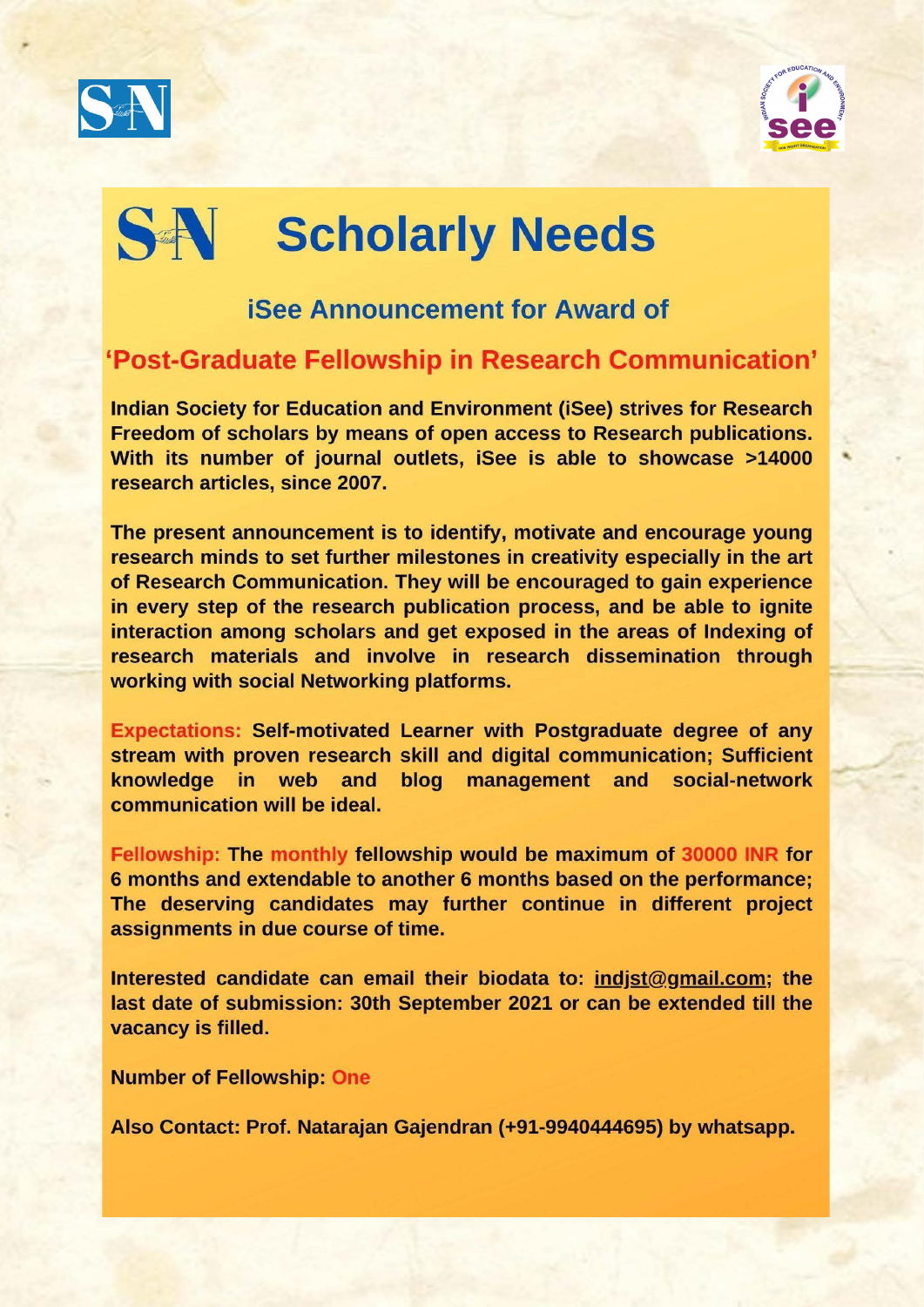# Scholarly Needs

## iSee Announcement for Award of

## 'Post-Graduate Fellowship in Research Communication'

**Indian Society for Education and Environment (iSee) strives for Research Freedom of scholars by means of open access to Research publications. With its number of journal outlets, iSee is able to showcase >14000 research articles, since 2007.**

**The present announcement is to identify, motivate and encourage young research minds to set further milestones in creativity especially in the art of Research Communication. They will be encouraged to gain experience in every step of the research publication process, and be able to ignite interaction among scholars and get exposed in the areas of Indexing of research materials and involve in research dissemination through working with social Networking platforms.**

**Expectations: Self-motivated Learner with Postgraduate degree of any stream with proven research skill and digital communication; Sufficient knowledge in web and blog management and social-network communication will be ideal.**

**Fellowship: The monthly fellowship would be maximum of 30000 INR for 6 months and extendable to another 6 months based on the performance; The deserving candidates may further continue in different project assignments in due course of time.**

**Interested candidate can email their biodata to: indjst@gmail.com; the last date of submission: 30th September 2021 or can be extended till the vacancy is filled.**

**Number of Fellowship: One**

**Also Contact: Prof. Natarajan Gajendran (+91-9940444695) by whatsapp.**